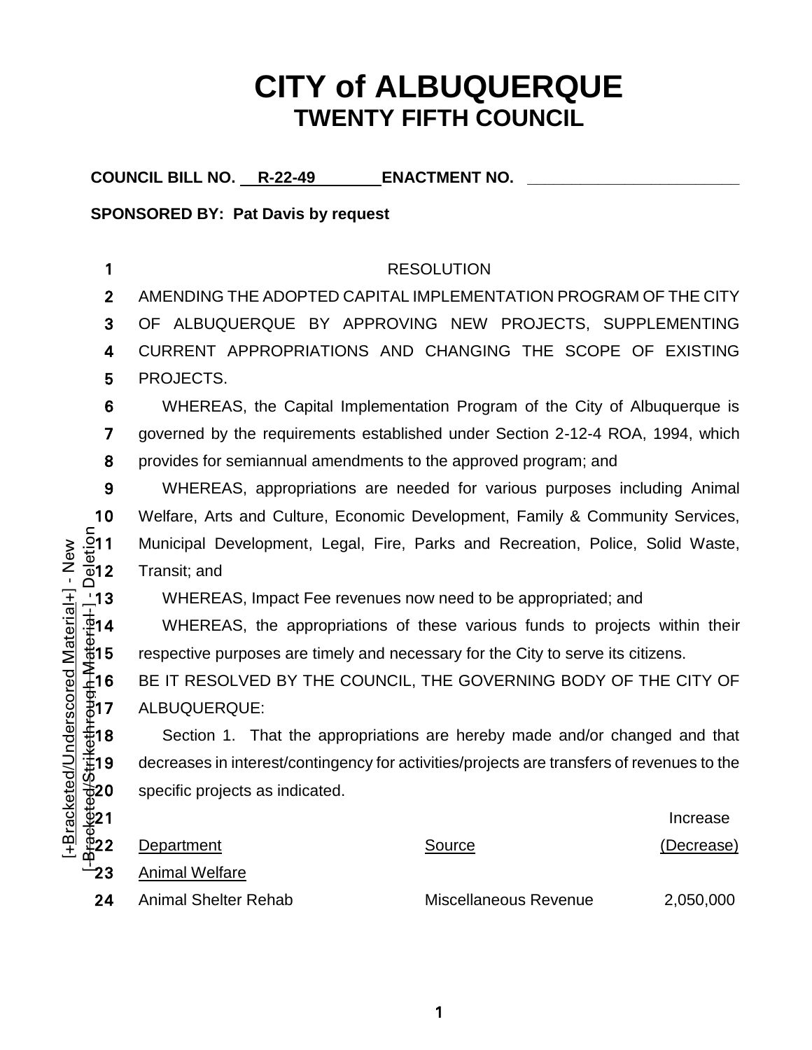# CITY of ALBUQUERQUE
## TWENTY FIFTH COUNCIL

**COUNCIL BILL NO. R-22-49 ENACTMENT NO. ________________________**

**SPONSORED BY: Pat Davis by request**

RESOLUTION

AMENDING THE ADOPTED CAPITAL IMPLEMENTATION PROGRAM OF THE CITY OF ALBUQUERQUE BY APPROVING NEW PROJECTS, SUPPLEMENTING CURRENT APPROPRIATIONS AND CHANGING THE SCOPE OF EXISTING PROJECTS.

WHEREAS, the Capital Implementation Program of the City of Albuquerque is governed by the requirements established under Section 2-12-4 ROA, 1994, which provides for semiannual amendments to the approved program; and

WHEREAS, appropriations are needed for various purposes including Animal Welfare, Arts and Culture, Economic Development, Family & Community Services, Municipal Development, Legal, Fire, Parks and Recreation, Police, Solid Waste, Transit; and

WHEREAS, Impact Fee revenues now need to be appropriated; and

WHEREAS, the appropriations of these various funds to projects within their respective purposes are timely and necessary for the City to serve its citizens.

BE IT RESOLVED BY THE COUNCIL, THE GOVERNING BODY OF THE CITY OF ALBUQUERQUE:

Section 1. That the appropriations are hereby made and/or changed and that decreases in interest/contingency for activities/projects are transfers of revenues to the specific projects as indicated.

| Department | Source | Increase (Decrease) |
|---|---|---|
| Animal Welfare | | |
| Animal Shelter Rehab | Miscellaneous Revenue | 2,050,000 |

[+Bracketed/Underscored Material+] - New
[-Bracketed/Strikethrough Material-] - Deletion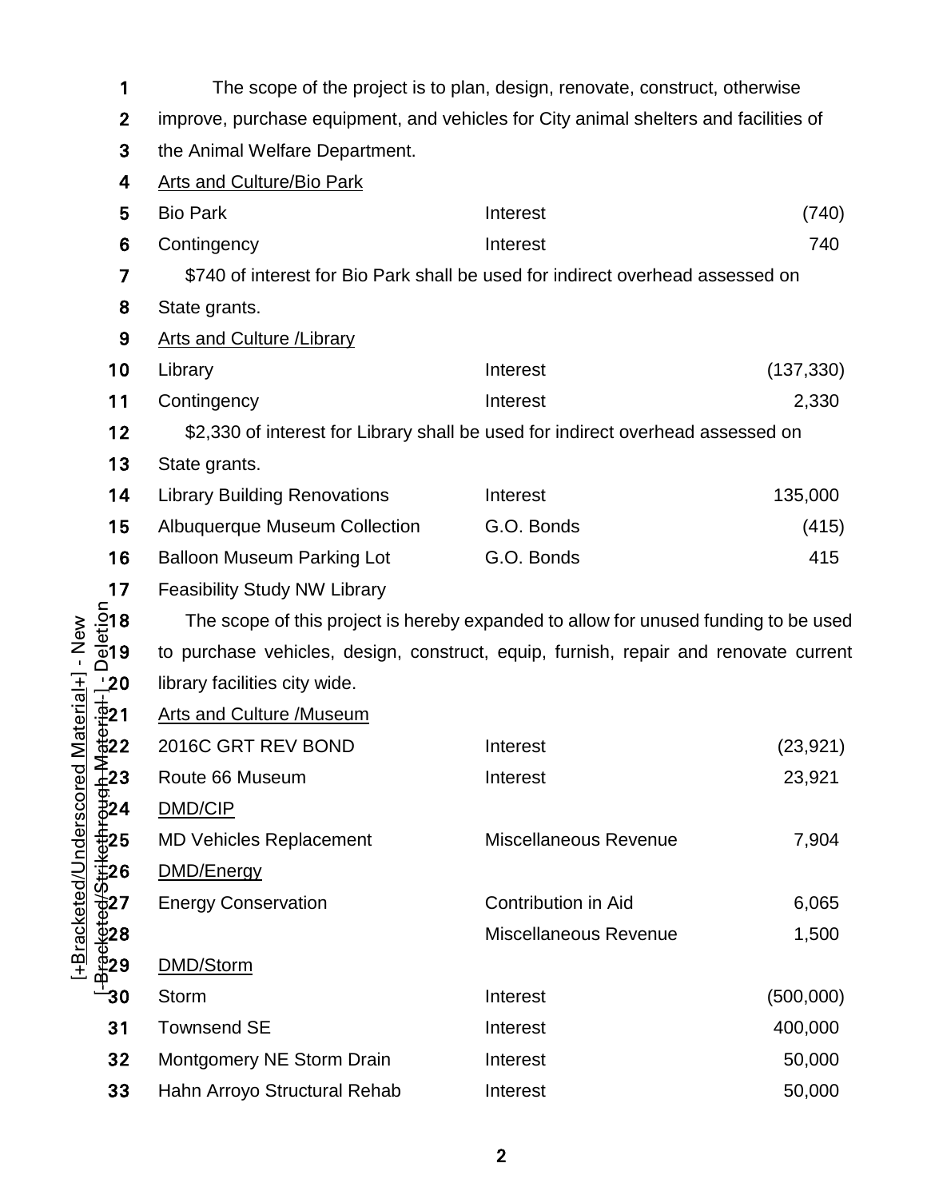The scope of the project is to plan, design, renovate, construct, otherwise improve, purchase equipment, and vehicles for City animal shelters and facilities of the Animal Welfare Department.

| | | |
|---|---|---|
| <u>Arts and Culture/Bio Park</u> | | |
| Bio Park | Interest | (740) |
| Contingency | Interest | 740 |

$740 of interest for Bio Park shall be used for indirect overhead assessed on State grants.

| | | |
|---|---|---|
| <u>Arts and Culture /Library</u> | | |
| Library | Interest | (137,330) |
| Contingency | Interest | 2,330 |

$2,330 of interest for Library shall be used for indirect overhead assessed on State grants.

| | | |
|---|---|---|
| Library Building Renovations | Interest | 135,000 |
| Albuquerque Museum Collection | G.O. Bonds | (415) |
| Balloon Museum Parking Lot | G.O. Bonds | 415 |
| Feasibility Study NW Library | | |

The scope of this project is hereby expanded to allow for unused funding to be used to purchase vehicles, design, construct, equip, furnish, repair and renovate current library facilities city wide.

| | | |
|---|---|---|
| <u>Arts and Culture /Museum</u> | | |
| 2016C GRT REV BOND | Interest | (23,921) |
| Route 66 Museum | Interest | 23,921 |
| <u>DMD/CIP</u> | | |
| MD Vehicles Replacement | Miscellaneous Revenue | 7,904 |
| <u>DMD/Energy</u> | | |
| Energy Conservation | Contribution in Aid | 6,065 |
| | Miscellaneous Revenue | 1,500 |
| <u>DMD/Storm</u> | | |
| Storm | Interest | (500,000) |
| Townsend SE | Interest | 400,000 |
| Montgomery NE Storm Drain | Interest | 50,000 |
| Hahn Arroyo Structural Rehab | Interest | 50,000 |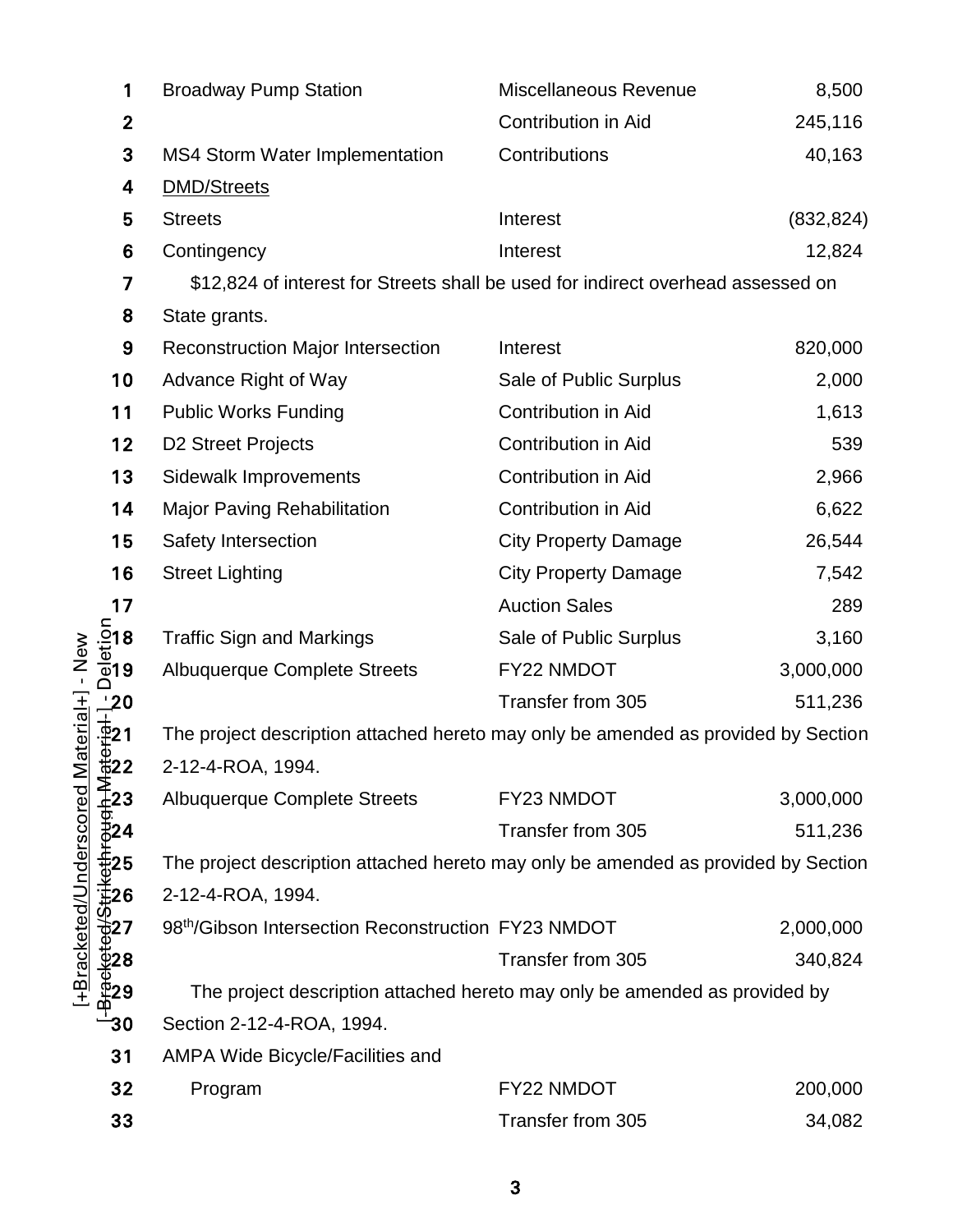| | | |
|---|---|---|
| Broadway Pump Station | Miscellaneous Revenue | 8,500 |
| | Contribution in Aid | 245,116 |
| MS4 Storm Water Implementation | Contributions | 40,163 |
| <u>DMD/Streets</u> | | |
| Streets | Interest | (832,824) |
| Contingency | Interest | 12,824 |

$12,824 of interest for Streets shall be used for indirect overhead assessed on State grants.

| | | |
|---|---|---|
| Reconstruction Major Intersection | Interest | 820,000 |
| Advance Right of Way | Sale of Public Surplus | 2,000 |
| Public Works Funding | Contribution in Aid | 1,613 |
| D2 Street Projects | Contribution in Aid | 539 |
| Sidewalk Improvements | Contribution in Aid | 2,966 |
| Major Paving Rehabilitation | Contribution in Aid | 6,622 |
| Safety Intersection | City Property Damage | 26,544 |
| Street Lighting | City Property Damage | 7,542 |
| | Auction Sales | 289 |
| Traffic Sign and Markings | Sale of Public Surplus | 3,160 |
| Albuquerque Complete Streets | FY22 NMDOT | 3,000,000 |
| | Transfer from 305 | 511,236 |

The project description attached hereto may only be amended as provided by Section 2-12-4-ROA, 1994.

| | | |
|---|---|---|
| Albuquerque Complete Streets | FY23 NMDOT | 3,000,000 |
| | Transfer from 305 | 511,236 |

The project description attached hereto may only be amended as provided by Section 2-12-4-ROA, 1994.

| | | |
|---|---|---|
| 98th/Gibson Intersection Reconstruction | FY23 NMDOT | 2,000,000 |
| | Transfer from 305 | 340,824 |

The project description attached hereto may only be amended as provided by Section 2-12-4-ROA, 1994.

| | | |
|---|---|---|
| AMPA Wide Bicycle/Facilities and Program | FY22 NMDOT | 200,000 |
| | Transfer from 305 | 34,082 |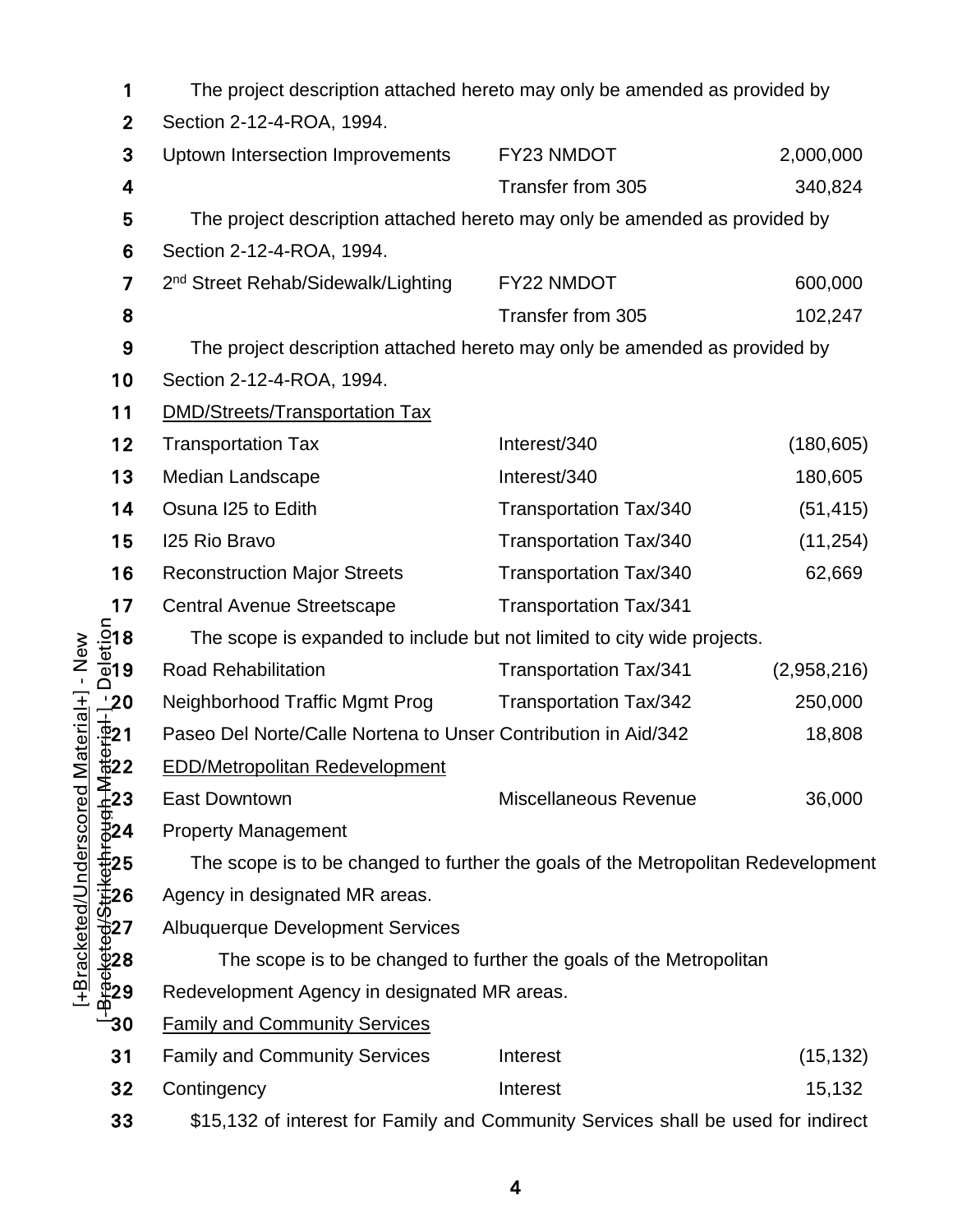The project description attached hereto may only be amended as provided by Section 2-12-4-ROA, 1994.

| | | |
|---|---|---|
| Uptown Intersection Improvements | FY23 NMDOT | 2,000,000 |
| | Transfer from 305 | 340,824 |

The project description attached hereto may only be amended as provided by Section 2-12-4-ROA, 1994.

| | | |
|---|---|---|
| 2nd Street Rehab/Sidewalk/Lighting | FY22 NMDOT | 600,000 |
| | Transfer from 305 | 102,247 |

The project description attached hereto may only be amended as provided by Section 2-12-4-ROA, 1994.

DMD/Streets/Transportation Tax

| | | |
|---|---|---|
| Transportation Tax | Interest/340 | (180,605) |
| Median Landscape | Interest/340 | 180,605 |
| Osuna I25 to Edith | Transportation Tax/340 | (51,415) |
| I25 Rio Bravo | Transportation Tax/340 | (11,254) |
| Reconstruction Major Streets | Transportation Tax/340 | 62,669 |
| Central Avenue Streetscape | Transportation Tax/341 | |

The scope is expanded to include but not limited to city wide projects.

| | | |
|---|---|---|
| Road Rehabilitation | Transportation Tax/341 | (2,958,216) |
| Neighborhood Traffic Mgmt Prog | Transportation Tax/342 | 250,000 |
| Paseo Del Norte/Calle Nortena to Unser | Contribution in Aid/342 | 18,808 |

EDD/Metropolitan Redevelopment

| | | |
|---|---|---|
| East Downtown | Miscellaneous Revenue | 36,000 |

Property Management

The scope is to be changed to further the goals of the Metropolitan Redevelopment Agency in designated MR areas.

Albuquerque Development Services

The scope is to be changed to further the goals of the Metropolitan Redevelopment Agency in designated MR areas.

Family and Community Services

| | | |
|---|---|---|
| Family and Community Services | Interest | (15,132) |
| Contingency | Interest | 15,132 |

$15,132 of interest for Family and Community Services shall be used for indirect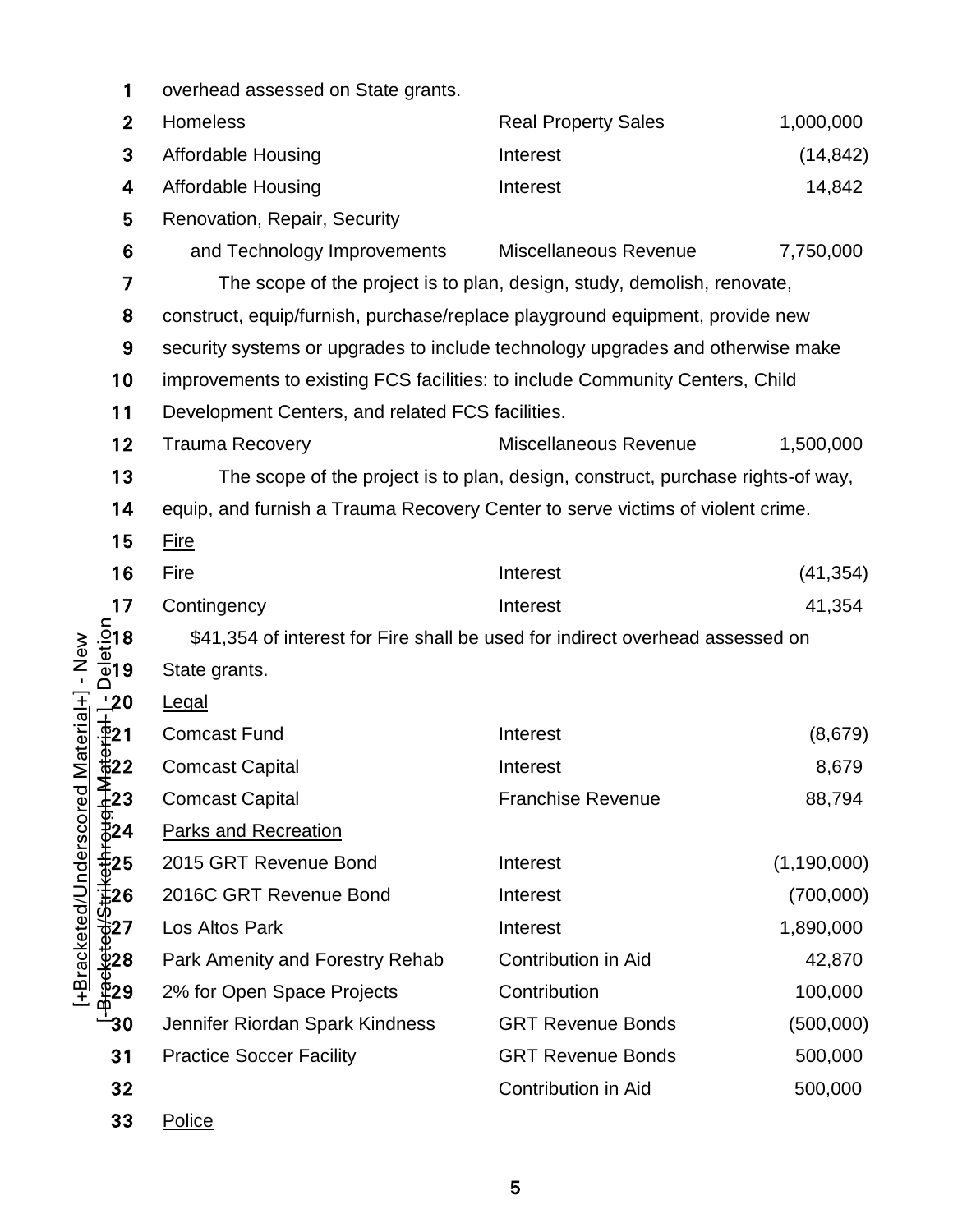overhead assessed on State grants.

| | | |
|---|---|---|
| Homeless | Real Property Sales | 1,000,000 |
| Affordable Housing | Interest | (14,842) |
| Affordable Housing | Interest | 14,842 |
| Renovation, Repair, Security and Technology Improvements | Miscellaneous Revenue | 7,750,000 |

The scope of the project is to plan, design, study, demolish, renovate, construct, equip/furnish, purchase/replace playground equipment, provide new security systems or upgrades to include technology upgrades and otherwise make improvements to existing FCS facilities: to include Community Centers, Child Development Centers, and related FCS facilities.

| | | |
|---|---|---|
| Trauma Recovery | Miscellaneous Revenue | 1,500,000 |

The scope of the project is to plan, design, construct, purchase rights-of way, equip, and furnish a Trauma Recovery Center to serve victims of violent crime.

<u>Fire</u>

| | | |
|---|---|---|
| Fire | Interest | (41,354) |
| Contingency | Interest | 41,354 |

$41,354 of interest for Fire shall be used for indirect overhead assessed on State grants.

<u>Legal</u>

| | | |
|---|---|---|
| Comcast Fund | Interest | (8,679) |
| Comcast Capital | Interest | 8,679 |
| Comcast Capital | Franchise Revenue | 88,794 |

<u>Parks and Recreation</u>

| | | |
|---|---|---|
| 2015 GRT Revenue Bond | Interest | (1,190,000) |
| 2016C GRT Revenue Bond | Interest | (700,000) |
| Los Altos Park | Interest | 1,890,000 |
| Park Amenity and Forestry Rehab | Contribution in Aid | 42,870 |
| 2% for Open Space Projects | Contribution | 100,000 |
| Jennifer Riordan Spark Kindness | GRT Revenue Bonds | (500,000) |
| Practice Soccer Facility | GRT Revenue Bonds | 500,000 |
| | Contribution in Aid | 500,000 |

<u>Police</u>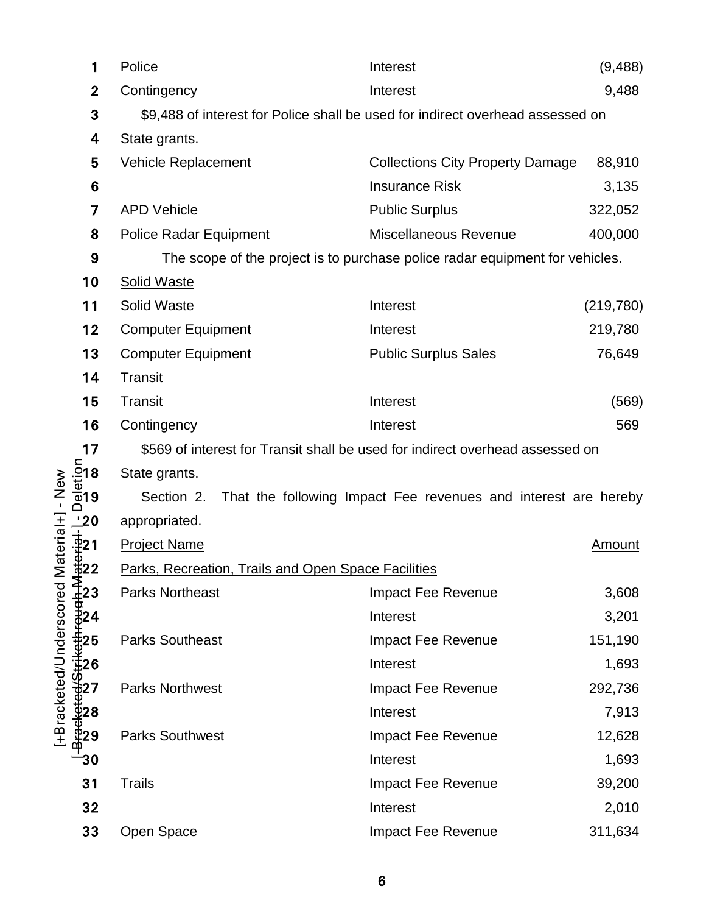| | | |
|---|---|---|
| Police | Interest | (9,488) |
| Contingency | Interest | 9,488 |

$9,488 of interest for Police shall be used for indirect overhead assessed on State grants.

| | | |
|---|---|---|
| Vehicle Replacement | Collections City Property Damage | 88,910 |
| | Insurance Risk | 3,135 |
| APD Vehicle | Public Surplus | 322,052 |
| Police Radar Equipment | Miscellaneous Revenue | 400,000 |

The scope of the project is to purchase police radar equipment for vehicles.

Solid Waste

| | | |
|---|---|---|
| Solid Waste | Interest | (219,780) |
| Computer Equipment | Interest | 219,780 |
| Computer Equipment | Public Surplus Sales | 76,649 |

Transit

| | | |
|---|---|---|
| Transit | Interest | (569) |
| Contingency | Interest | 569 |

$569 of interest for Transit shall be used for indirect overhead assessed on State grants.

Section 2. That the following Impact Fee revenues and interest are hereby appropriated.

| Project Name | | Amount |
|---|---|---|
| Parks, Recreation, Trails and Open Space Facilities | | |
| Parks Northeast | Impact Fee Revenue | 3,608 |
| | Interest | 3,201 |
| Parks Southeast | Impact Fee Revenue | 151,190 |
| | Interest | 1,693 |
| Parks Northwest | Impact Fee Revenue | 292,736 |
| | Interest | 7,913 |
| Parks Southwest | Impact Fee Revenue | 12,628 |
| | Interest | 1,693 |
| Trails | Impact Fee Revenue | 39,200 |
| | Interest | 2,010 |
| Open Space | Impact Fee Revenue | 311,634 |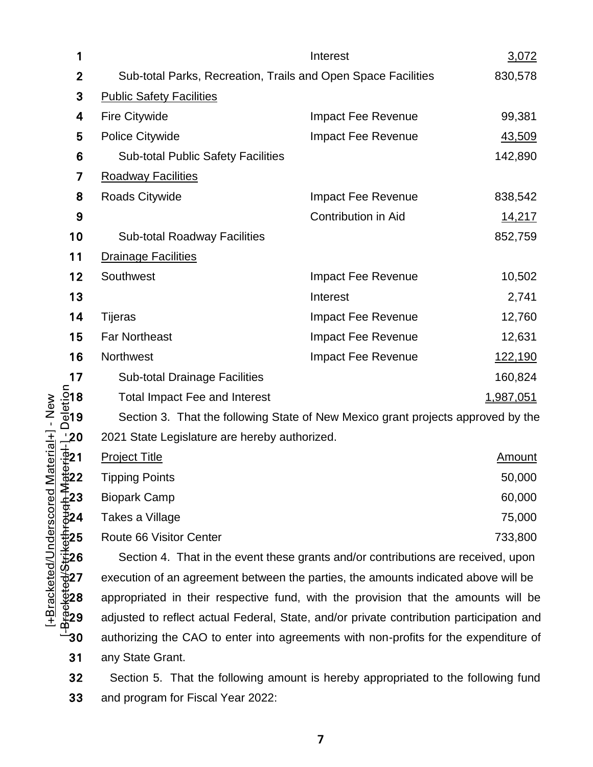| | | |
|---|---|---|
| | Interest | 3,072 |
| Sub-total Parks, Recreation, Trails and Open Space Facilities | | 830,578 |
| Public Safety Facilities | | |
| Fire Citywide | Impact Fee Revenue | 99,381 |
| Police Citywide | Impact Fee Revenue | 43,509 |
| Sub-total Public Safety Facilities | | 142,890 |
| Roadway Facilities | | |
| Roads Citywide | Impact Fee Revenue | 838,542 |
| | Contribution in Aid | 14,217 |
| Sub-total Roadway Facilities | | 852,759 |
| Drainage Facilities | | |
| Southwest | Impact Fee Revenue | 10,502 |
| | Interest | 2,741 |
| Tijeras | Impact Fee Revenue | 12,760 |
| Far Northeast | Impact Fee Revenue | 12,631 |
| Northwest | Impact Fee Revenue | 122,190 |
| Sub-total Drainage Facilities | | 160,824 |
| Total Impact Fee and Interest | | 1,987,051 |

Section 3. That the following State of New Mexico grant projects approved by the 2021 State Legislature are hereby authorized.

| Project Title | Amount |
|---|---|
| Tipping Points | 50,000 |
| Biopark Camp | 60,000 |
| Takes a Village | 75,000 |
| Route 66 Visitor Center | 733,800 |

Section 4. That in the event these grants and/or contributions are received, upon execution of an agreement between the parties, the amounts indicated above will be appropriated in their respective fund, with the provision that the amounts will be adjusted to reflect actual Federal, State, and/or private contribution participation and authorizing the CAO to enter into agreements with non-profits for the expenditure of any State Grant.

Section 5. That the following amount is hereby appropriated to the following fund and program for Fiscal Year 2022: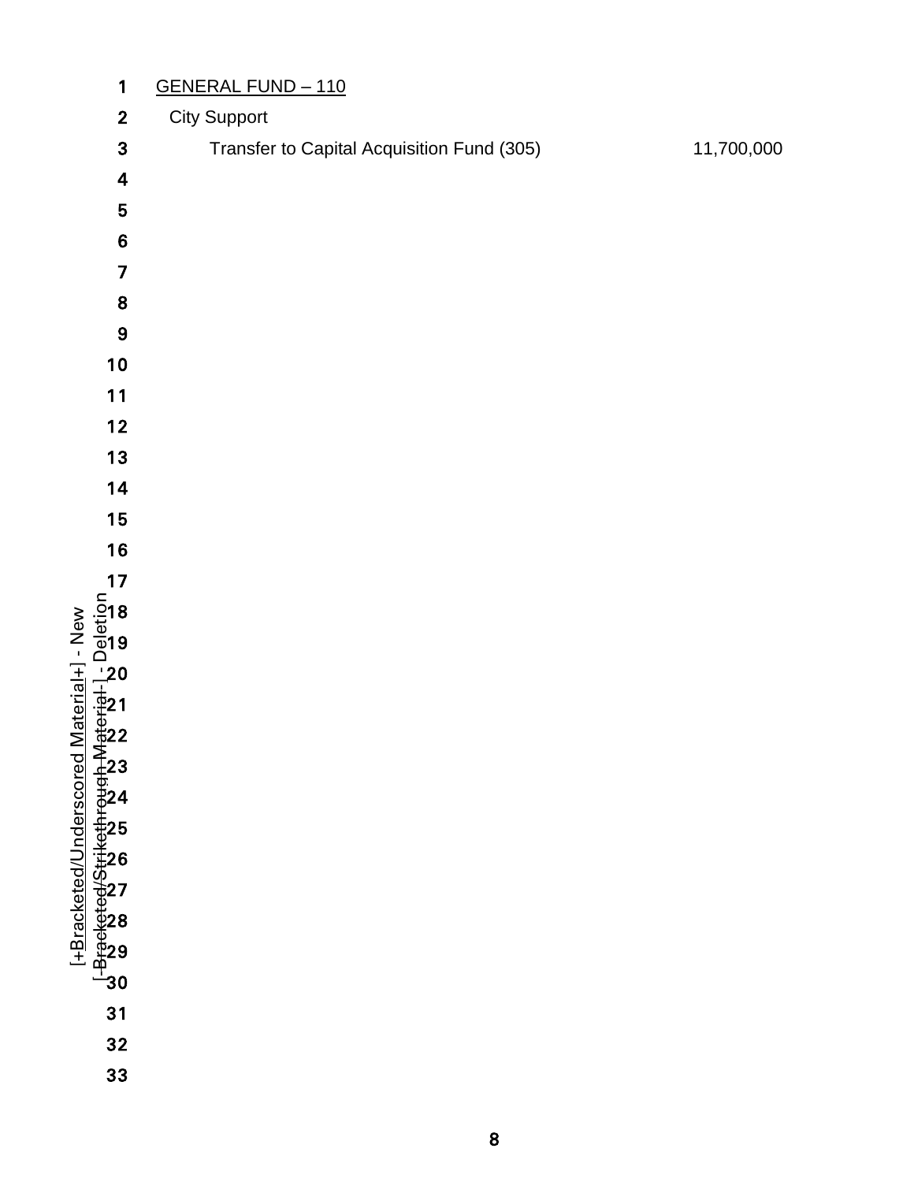GENERAL FUND – 110

City Support

| | |
|---|---|
| Transfer to Capital Acquisition Fund (305) | 11,700,000 |

[+Bracketed/Underscored Material+] - New
[-Bracketed/Strikethrough Material-] - Deletion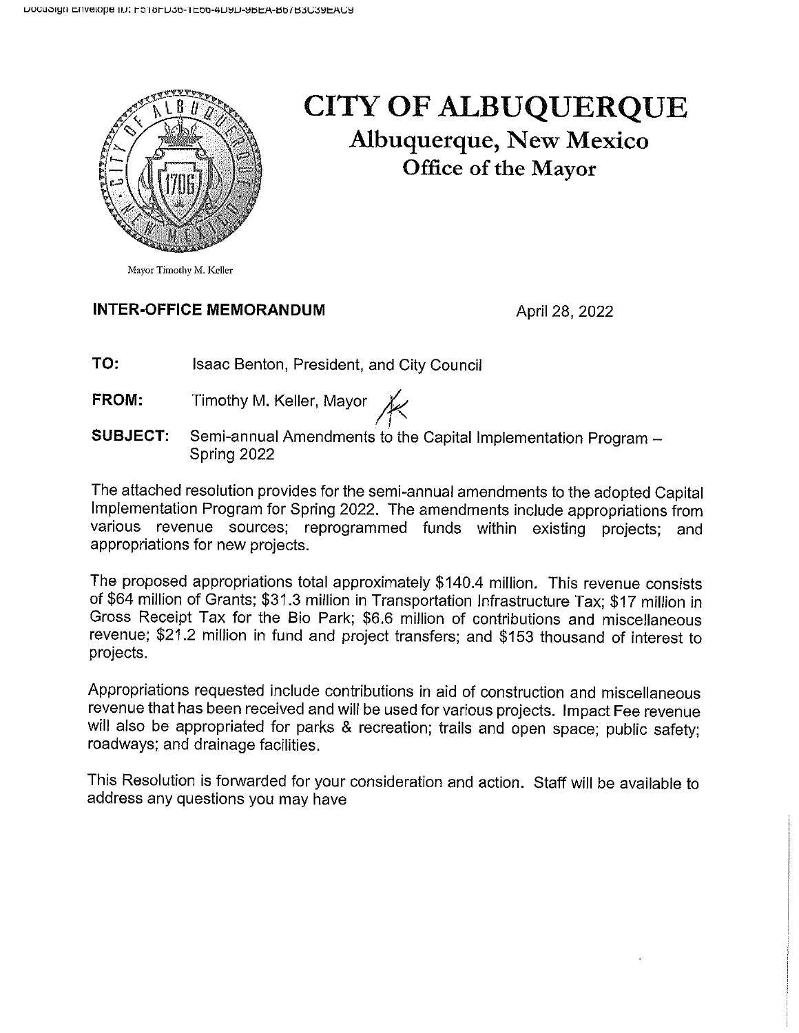# CITY OF ALBUQUERQUE

## Albuquerque, New Mexico

### Office of the Mayor

Mayor Timothy M. Keller

**INTER-OFFICE MEMORANDUM** April 28, 2022

**TO:** Isaac Benton, President, and City Council

**FROM:** Timothy M. Keller, Mayor

**SUBJECT:** Semi-annual Amendments to the Capital Implementation Program – Spring 2022

The attached resolution provides for the semi-annual amendments to the adopted Capital Implementation Program for Spring 2022. The amendments include appropriations from various revenue sources; reprogrammed funds within existing projects; and appropriations for new projects.

The proposed appropriations total approximately $140.4 million. This revenue consists of $64 million of Grants; $31.3 million in Transportation Infrastructure Tax; $17 million in Gross Receipt Tax for the Bio Park; $6.6 million of contributions and miscellaneous revenue; $21.2 million in fund and project transfers; and $153 thousand of interest to projects.

Appropriations requested include contributions in aid of construction and miscellaneous revenue that has been received and will be used for various projects. Impact Fee revenue will also be appropriated for parks & recreation; trails and open space; public safety; roadways; and drainage facilities.

This Resolution is forwarded for your consideration and action. Staff will be available to address any questions you may have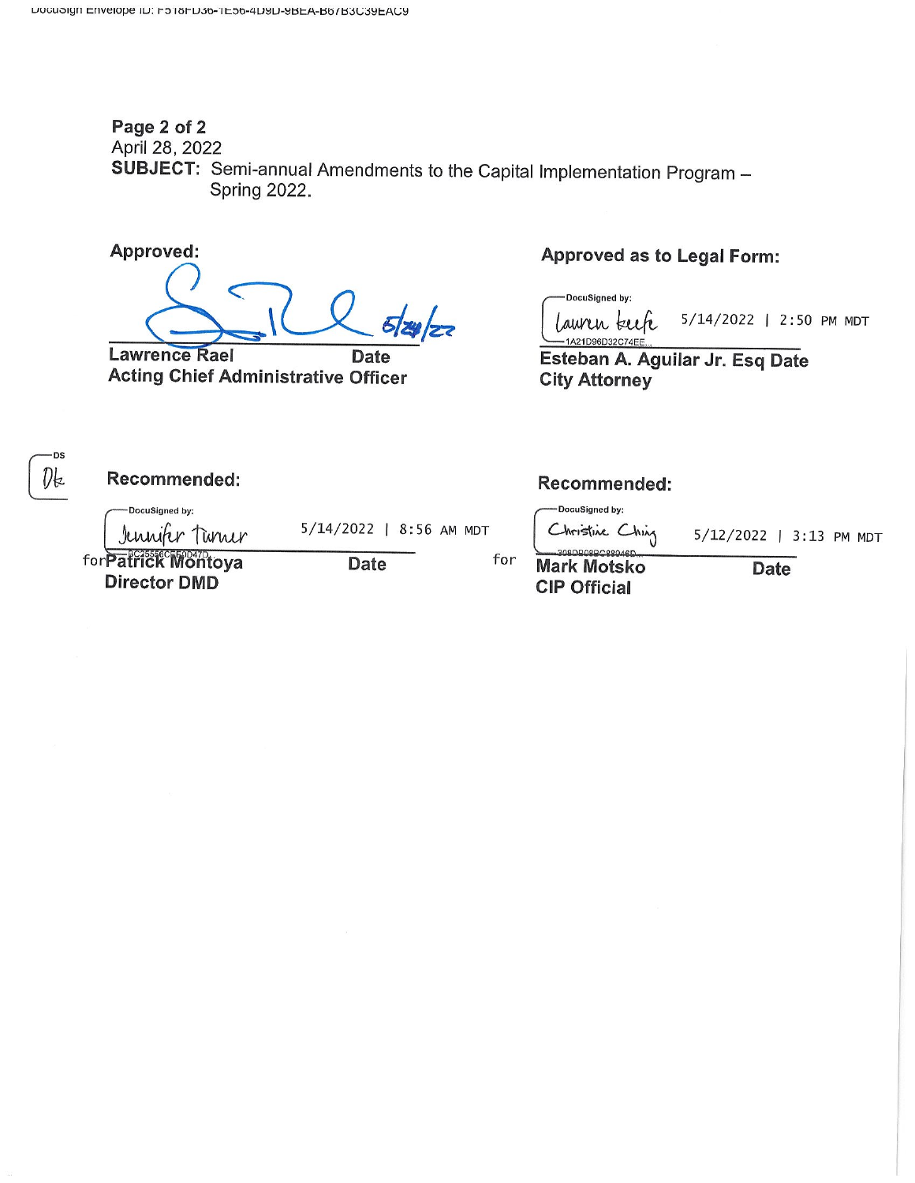DocuSign Envelope ID: F518FD36-1E56-4D9D-9BEA-B67B3C39EAC9

**Page 2 of 2**
April 28, 2022
**SUBJECT:** Semi-annual Amendments to the Capital Implementation Program – Spring 2022.

**Approved:**

5/24/22

**Lawrence Rael** Date
**Acting Chief Administrative Officer**

**Approved as to Legal Form:**

DocuSigned by: Lauren Keefe 5/14/2022 | 2:50 PM MDT
1A21D96D32C74EE...

**Esteban A. Aguilar Jr. Esq Date**
**City Attorney**

DS
DK

**Recommended:**

DocuSigned by: Jennifer Turner 5/14/2022 | 8:56 AM MDT
BC25556CF50D47D...

for **Patrick Montoya** **Date**
**Director DMD**

**Recommended:**

DocuSigned by: Christine Ching 5/12/2022 | 3:13 PM MDT
308DB08BC88046D...

for **Mark Motsko** **Date**
**CIP Official**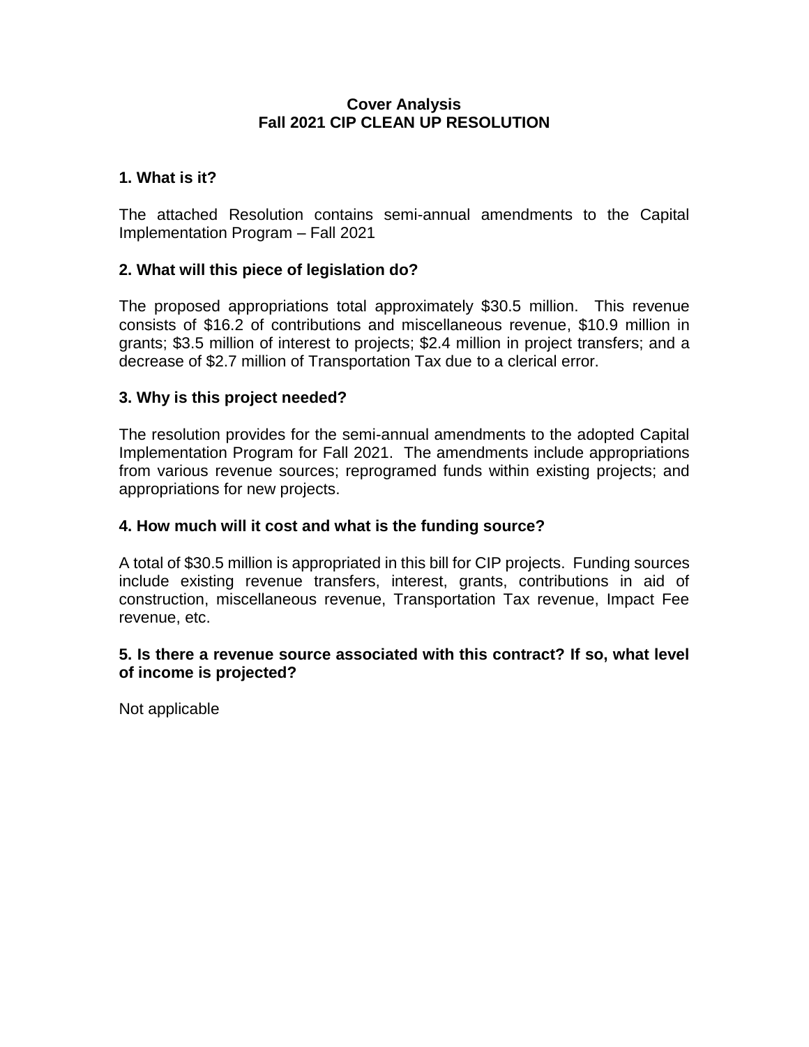# Cover Analysis
# Fall 2021 CIP CLEAN UP RESOLUTION

### 1. What is it?

The attached Resolution contains semi-annual amendments to the Capital Implementation Program – Fall 2021

### 2. What will this piece of legislation do?

The proposed appropriations total approximately $30.5 million. This revenue consists of $16.2 of contributions and miscellaneous revenue, $10.9 million in grants; $3.5 million of interest to projects; $2.4 million in project transfers; and a decrease of $2.7 million of Transportation Tax due to a clerical error.

### 3. Why is this project needed?

The resolution provides for the semi-annual amendments to the adopted Capital Implementation Program for Fall 2021. The amendments include appropriations from various revenue sources; reprogramed funds within existing projects; and appropriations for new projects.

### 4. How much will it cost and what is the funding source?

A total of $30.5 million is appropriated in this bill for CIP projects. Funding sources include existing revenue transfers, interest, grants, contributions in aid of construction, miscellaneous revenue, Transportation Tax revenue, Impact Fee revenue, etc.

### 5. Is there a revenue source associated with this contract? If so, what level of income is projected?

Not applicable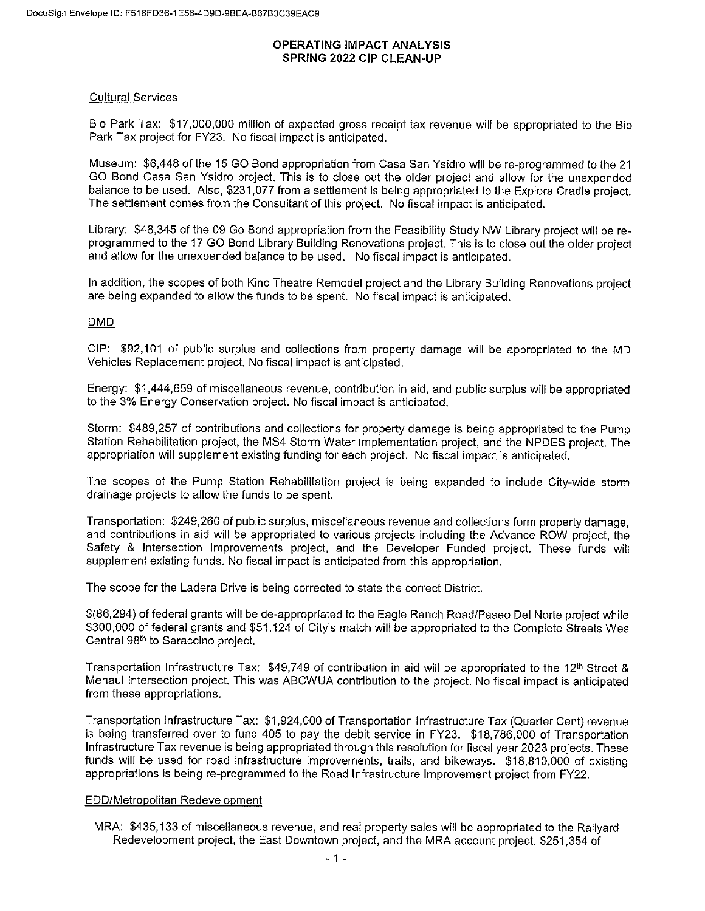# OPERATING IMPACT ANALYSIS
## SPRING 2022 CIP CLEAN-UP

### Cultural Services

Bio Park Tax: $17,000,000 million of expected gross receipt tax revenue will be appropriated to the Bio Park Tax project for FY23. No fiscal impact is anticipated.

Museum: $6,448 of the 15 GO Bond appropriation from Casa San Ysidro will be re-programmed to the 21 GO Bond Casa San Ysidro project. This is to close out the older project and allow for the unexpended balance to be used. Also, $231,077 from a settlement is being appropriated to the Explora Cradle project. The settlement comes from the Consultant of this project. No fiscal impact is anticipated.

Library: $48,345 of the 09 Go Bond appropriation from the Feasibility Study NW Library project will be re-programmed to the 17 GO Bond Library Building Renovations project. This is to close out the older project and allow for the unexpended balance to be used. No fiscal impact is anticipated.

In addition, the scopes of both Kino Theatre Remodel project and the Library Building Renovations project are being expanded to allow the funds to be spent. No fiscal impact is anticipated.

### DMD

CIP: $92,101 of public surplus and collections from property damage will be appropriated to the MD Vehicles Replacement project. No fiscal impact is anticipated.

Energy: $1,444,659 of miscellaneous revenue, contribution in aid, and public surplus will be appropriated to the 3% Energy Conservation project. No fiscal impact is anticipated.

Storm: $489,257 of contributions and collections for property damage is being appropriated to the Pump Station Rehabilitation project, the MS4 Storm Water Implementation project, and the NPDES project. The appropriation will supplement existing funding for each project. No fiscal impact is anticipated.

The scopes of the Pump Station Rehabilitation project is being expanded to include City-wide storm drainage projects to allow the funds to be spent.

Transportation: $249,260 of public surplus, miscellaneous revenue and collections form property damage, and contributions in aid will be appropriated to various projects including the Advance ROW project, the Safety & Intersection Improvements project, and the Developer Funded project. These funds will supplement existing funds. No fiscal impact is anticipated from this appropriation.

The scope for the Ladera Drive is being corrected to state the correct District.

$(86,294) of federal grants will be de-appropriated to the Eagle Ranch Road/Paseo Del Norte project while $300,000 of federal grants and $51,124 of City's match will be appropriated to the Complete Streets Wes Central 98th to Saraccino project.

Transportation Infrastructure Tax: $49,749 of contribution in aid will be appropriated to the 12th Street & Menaul Intersection project. This was ABCWUA contribution to the project. No fiscal impact is anticipated from these appropriations.

Transportation Infrastructure Tax: $1,924,000 of Transportation Infrastructure Tax (Quarter Cent) revenue is being transferred over to fund 405 to pay the debit service in FY23. $18,786,000 of Transportation Infrastructure Tax revenue is being appropriated through this resolution for fiscal year 2023 projects. These funds will be used for road infrastructure improvements, trails, and bikeways. $18,810,000 of existing appropriations is being re-programmed to the Road Infrastructure Improvement project from FY22.

### EDD/Metropolitan Redevelopment

MRA: $435,133 of miscellaneous revenue, and real property sales will be appropriated to the Railyard Redevelopment project, the East Downtown project, and the MRA account project. $251,354 of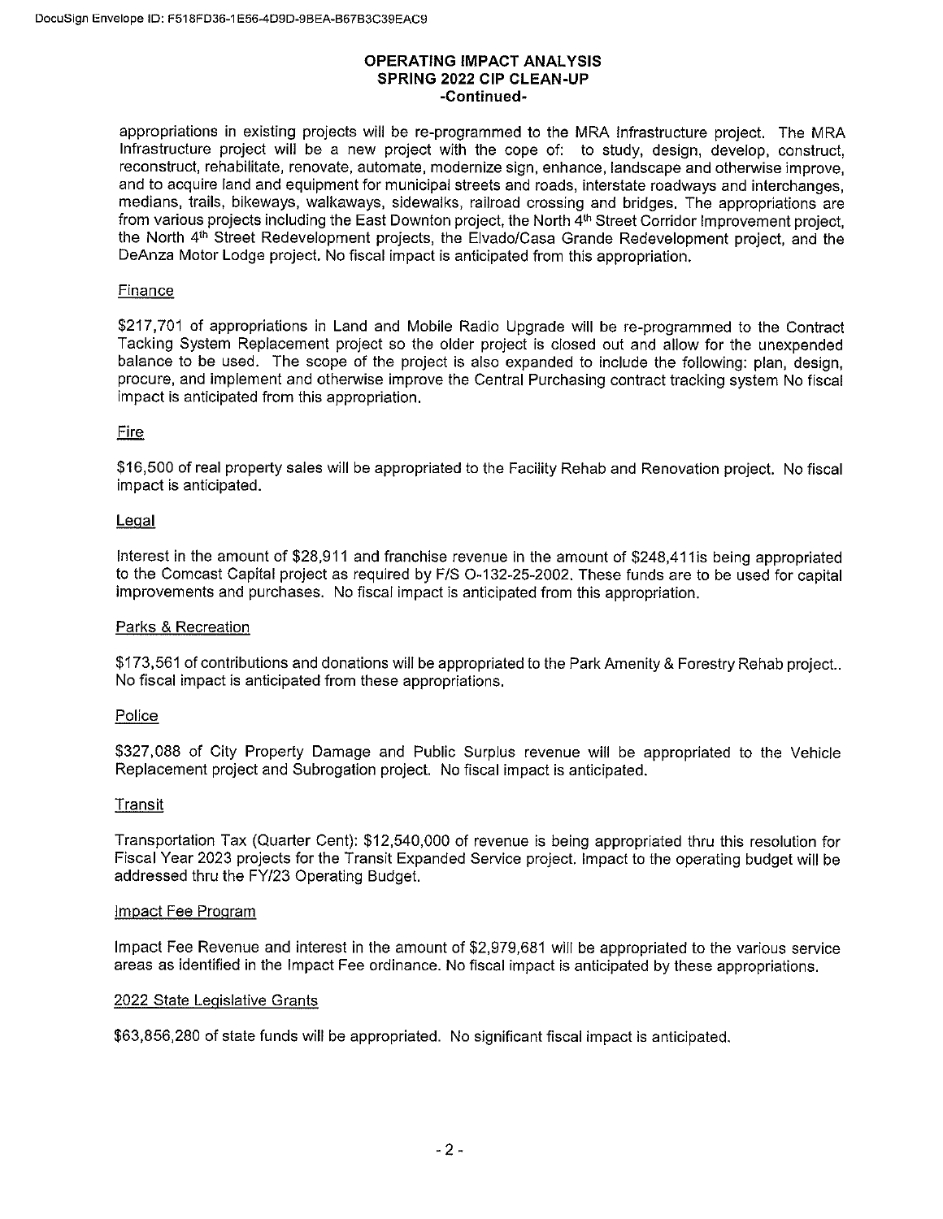# OPERATING IMPACT ANALYSIS
## SPRING 2022 CIP CLEAN-UP
### -Continued-

appropriations in existing projects will be re-programmed to the MRA Infrastructure project. The MRA Infrastructure project will be a new project with the cope of: to study, design, develop, construct, reconstruct, rehabilitate, renovate, automate, modernize sign, enhance, landscape and otherwise improve, and to acquire land and equipment for municipal streets and roads, interstate roadways and interchanges, medians, trails, bikeways, walkaways, sidewalks, railroad crossing and bridges. The appropriations are from various projects including the East Downton project, the North 4th Street Corridor Improvement project, the North 4th Street Redevelopment projects, the Elvado/Casa Grande Redevelopment project, and the DeAnza Motor Lodge project. No fiscal impact is anticipated from this appropriation.

Finance

$217,701 of appropriations in Land and Mobile Radio Upgrade will be re-programmed to the Contract Tacking System Replacement project so the older project is closed out and allow for the unexpended balance to be used. The scope of the project is also expanded to include the following: plan, design, procure, and implement and otherwise improve the Central Purchasing contract tracking system No fiscal impact is anticipated from this appropriation.

Fire

$16,500 of real property sales will be appropriated to the Facility Rehab and Renovation project. No fiscal impact is anticipated.

Legal

Interest in the amount of $28,911 and franchise revenue in the amount of $248,411is being appropriated to the Comcast Capital project as required by F/S O-132-25-2002. These funds are to be used for capital improvements and purchases. No fiscal impact is anticipated from this appropriation.

Parks & Recreation

$173,561 of contributions and donations will be appropriated to the Park Amenity & Forestry Rehab project.. No fiscal impact is anticipated from these appropriations.

Police

$327,088 of City Property Damage and Public Surplus revenue will be appropriated to the Vehicle Replacement project and Subrogation project. No fiscal impact is anticipated.

Transit

Transportation Tax (Quarter Cent): $12,540,000 of revenue is being appropriated thru this resolution for Fiscal Year 2023 projects for the Transit Expanded Service project. Impact to the operating budget will be addressed thru the FY/23 Operating Budget.

Impact Fee Program

Impact Fee Revenue and interest in the amount of $2,979,681 will be appropriated to the various service areas as identified in the Impact Fee ordinance. No fiscal impact is anticipated by these appropriations.

2022 State Legislative Grants

$63,856,280 of state funds will be appropriated. No significant fiscal impact is anticipated.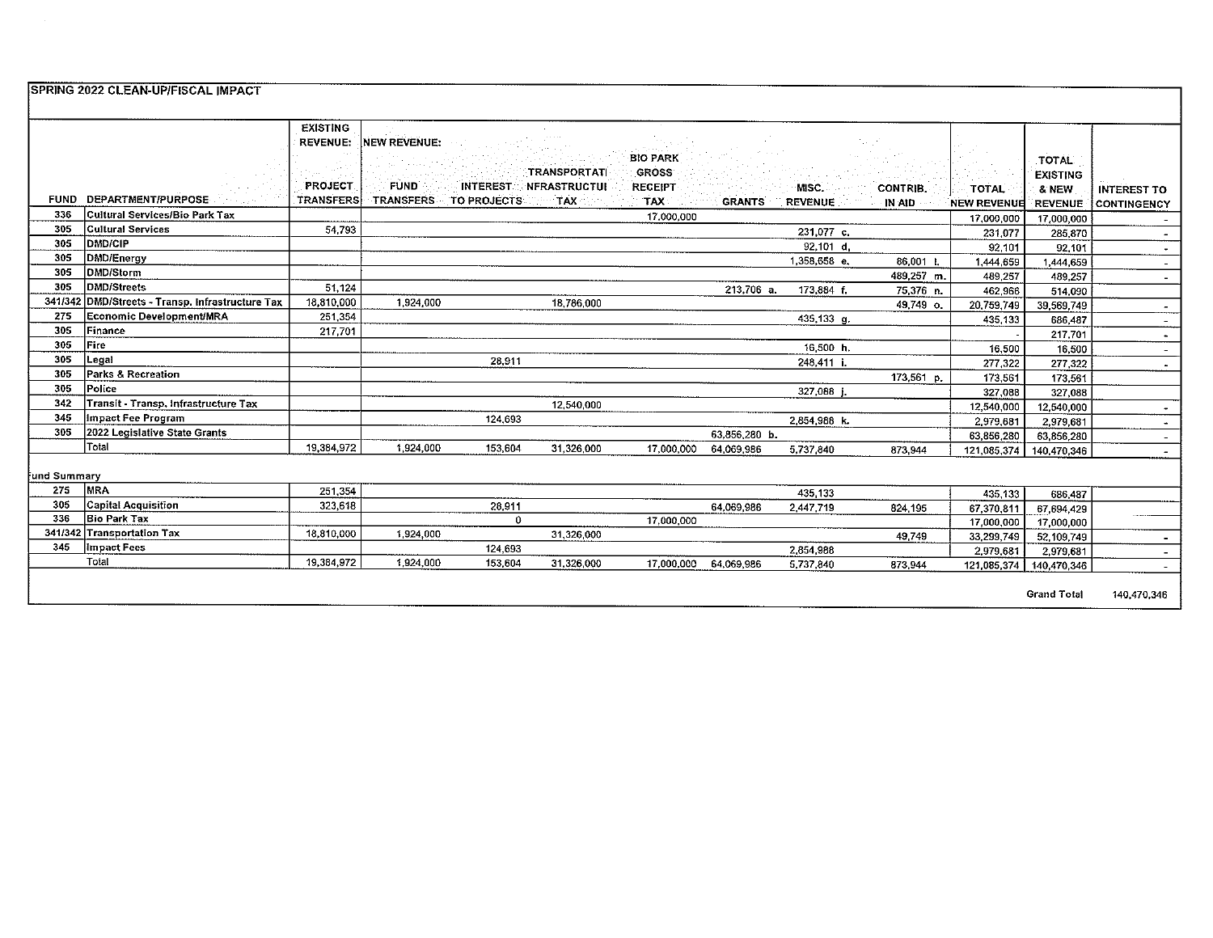## SPRING 2022 CLEAN-UP/FISCAL IMPACT

| | | EXISTING REVENUE: | NEW REVENUE: | | | | | | | | | |
|---|---|---|---|---|---|---|---|---|---|---|---|---|
| FUND | DEPARTMENT/PURPOSE | PROJECT TRANSFERS | FUND TRANSFERS | INTEREST TO PROJECTS | TRANSPORTATI NFRASTRUCTUI TAX | BIO PARK GROSS RECEIPT TAX | GRANTS | MISC. REVENUE | CONTRIB. IN AID | TOTAL NEW REVENUE | TOTAL EXISTING & NEW REVENUE | INTEREST TO CONTINGENCY |
| 336 | Cultural Services/Bio Park Tax | | | | | 17,000,000 | | | | 17,000,000 | 17,000,000 | - |
| 305 | Cultural Services | 54,793 | | | | | | 231,077 c. | | 231,077 | 285,870 | - |
| 305 | DMD/CIP | | | | | | | 92,101 d. | | 92,101 | 92,101 | - |
| 305 | DMD/Energy | | | | | | | 1,358,658 e. | 86,001 l. | 1,444,659 | 1,444,659 | - |
| 305 | DMD/Storm | | | | | | | | 489,257 m. | 489,257 | 489,257 | - |
| 305 | DMD/Streets | 51,124 | | | | | 213,706 a. | 173,884 f. | 75,376 n. | 462,966 | 514,090 | |
| 341/342 | DMD/Streets - Transp. Infrastructure Tax | 18,810,000 | 1,924,000 | | 18,786,000 | | | | 49,749 o. | 20,759,749 | 39,569,749 | - |
| 275 | Economic Development/MRA | 251,354 | | | | | | 435,133 g. | | 435,133 | 686,487 | - |
| 305 | Finance | 217,701 | | | | | | | | - | 217,701 | - |
| 305 | Fire | | | | | | | 16,500 h. | | 16,500 | 16,500 | - |
| 305 | Legal | | | 28,911 | | | | 248,411 i. | | 277,322 | 277,322 | - |
| 305 | Parks & Recreation | | | | | | | | 173,561 p. | 173,561 | 173,561 | |
| 305 | Police | | | | | | | 327,088 j. | | 327,088 | 327,088 | |
| 342 | Transit - Transp. Infrastructure Tax | | | | 12,540,000 | | | | | 12,540,000 | 12,540,000 | - |
| 345 | Impact Fee Program | | | 124,693 | | | | 2,854,988 k. | | 2,979,681 | 2,979,681 | - |
| 305 | 2022 Legislative State Grants | | | | | | 63,856,280 b. | | | 63,856,280 | 63,856,280 | - |
| | Total | 19,384,972 | 1,924,000 | 153,604 | 31,326,000 | 17,000,000 | 64,069,986 | 5,737,840 | 873,944 | 121,085,374 | 140,470,346 | - |
| Fund Summary | | | | | | | | | | | | |
| 275 | MRA | 251,354 | | | | | | 435,133 | | 435,133 | 686,487 | |
| 305 | Capital Acquisition | 323,618 | | 28,911 | | | 64,069,986 | 2,447,719 | 824,195 | 67,370,811 | 67,694,429 | |
| 336 | Bio Park Tax | | | 0 | | 17,000,000 | | | | 17,000,000 | 17,000,000 | |
| 341/342 | Transportation Tax | 18,810,000 | 1,924,000 | | 31,326,000 | | | | 49,749 | 33,299,749 | 52,109,749 | - |
| 345 | Impact Fees | | | 124,693 | | | | 2,854,988 | | 2,979,681 | 2,979,681 | - |
| | Total | 19,384,972 | 1,924,000 | 153,604 | 31,326,000 | 17,000,000 | 64,069,986 | 5,737,840 | 873,944 | 121,085,374 | 140,470,346 | - |
| | | | | | | | | | | | Grand Total | 140,470,346 |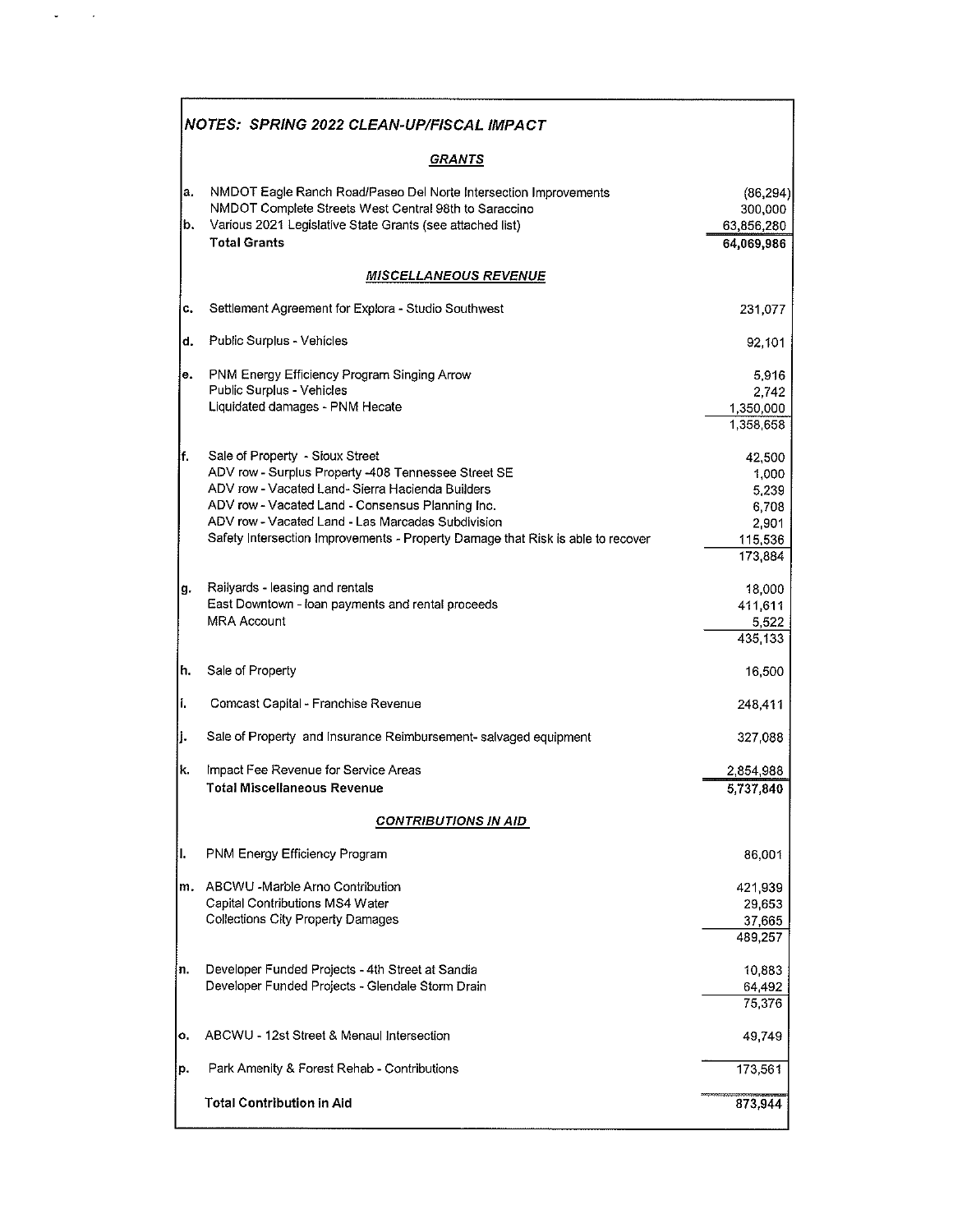## NOTES: SPRING 2022 CLEAN-UP/FISCAL IMPACT

| | | |
|---|---|---|
| | ***GRANTS*** | |
| a. | NMDOT Eagle Ranch Road/Paseo Del Norte Intersection Improvements | (86,294) |
| | NMDOT Complete Streets West Central 98th to Saraccino | 300,000 |
| b. | Various 2021 Legislative State Grants (see attached list) | 63,856,280 |
| | **Total Grants** | **64,069,986** |
| | ***MISCELLANEOUS REVENUE*** | |
| c. | Settlement Agreement for Explora - Studio Southwest | 231,077 |
| d. | Public Surplus - Vehicles | 92,101 |
| e. | PNM Energy Efficiency Program Singing Arrow | 5,916 |
| | Public Surplus - Vehicles | 2,742 |
| | Liquidated damages - PNM Hecate | 1,350,000 |
| | | 1,358,658 |
| f. | Sale of Property - Sioux Street | 42,500 |
| | ADV row - Surplus Property -408 Tennessee Street SE | 1,000 |
| | ADV row - Vacated Land- Sierra Hacienda Builders | 5,239 |
| | ADV row - Vacated Land - Consensus Planning Inc. | 6,708 |
| | ADV row - Vacated Land - Las Marcadas Subdivision | 2,901 |
| | Safety Intersection Improvements - Property Damage that Risk is able to recover | 115,536 |
| | | 173,884 |
| g. | Railyards - leasing and rentals | 18,000 |
| | East Downtown - loan payments and rental proceeds | 411,611 |
| | MRA Account | 5,522 |
| | | 435,133 |
| h. | Sale of Property | 16,500 |
| i. | Comcast Capital - Franchise Revenue | 248,411 |
| j. | Sale of Property and Insurance Reimbursement- salvaged equipment | 327,088 |
| k. | Impact Fee Revenue for Service Areas | 2,854,988 |
| | **Total Miscellaneous Revenue** | **5,737,840** |
| | ***CONTRIBUTIONS IN AID*** | |
| l. | PNM Energy Efficiency Program | 86,001 |
| m. | ABCWU -Marble Arno Contribution | 421,939 |
| | Capital Contributions MS4 Water | 29,653 |
| | Collections City Property Damages | 37,665 |
| | | 489,257 |
| n. | Developer Funded Projects - 4th Street at Sandia | 10,883 |
| | Developer Funded Projects - Glendale Storm Drain | 64,492 |
| | | 75,376 |
| o. | ABCWU - 12st Street & Menaul Intersection | 49,749 |
| p. | Park Amenity & Forest Rehab - Contributions | 173,561 |
| | **Total Contribution in Aid** | **873,944** |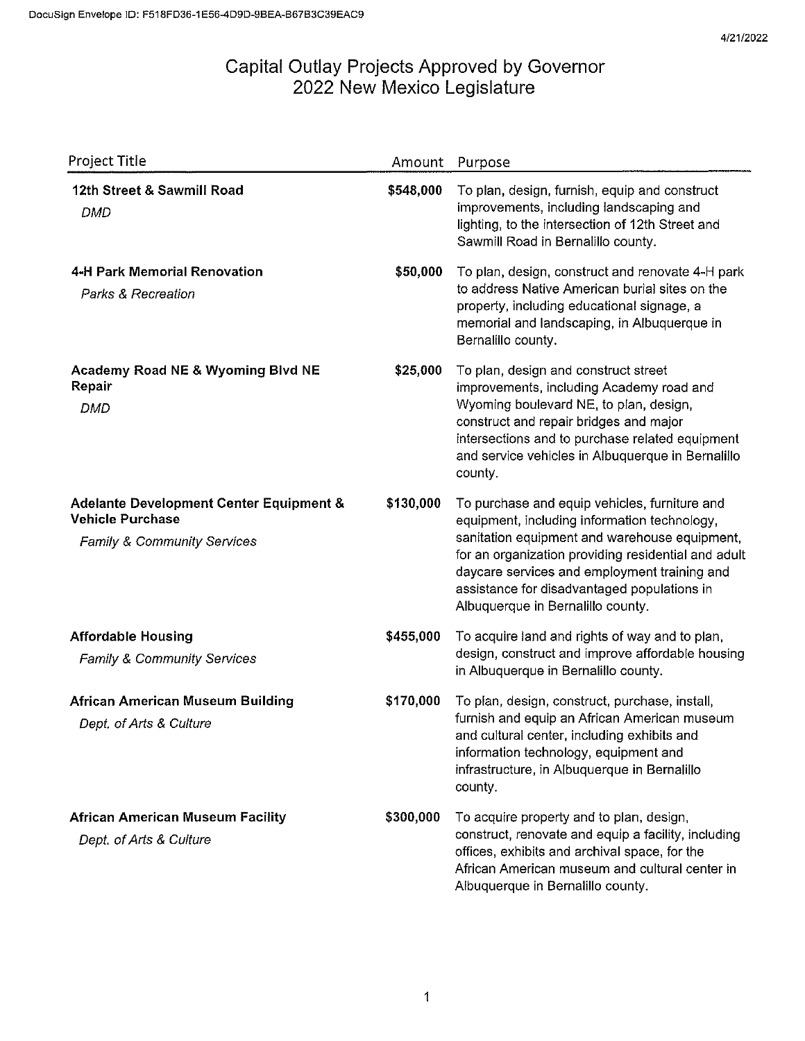# Capital Outlay Projects Approved by Governor
## 2022 New Mexico Legislature

| Project Title | Amount | Purpose |
|---|---|---|
| **12th Street & Sawmill Road**<br>*DMD* | **$548,000** | To plan, design, furnish, equip and construct improvements, including landscaping and lighting, to the intersection of 12th Street and Sawmill Road in Bernalillo county. |
| **4-H Park Memorial Renovation**<br>*Parks & Recreation* | **$50,000** | To plan, design, construct and renovate 4-H park to address Native American burial sites on the property, including educational signage, a memorial and landscaping, in Albuquerque in Bernalillo county. |
| **Academy Road NE & Wyoming Blvd NE Repair**<br>*DMD* | **$25,000** | To plan, design and construct street improvements, including Academy road and Wyoming boulevard NE, to plan, design, construct and repair bridges and major intersections and to purchase related equipment and service vehicles in Albuquerque in Bernalillo county. |
| **Adelante Development Center Equipment & Vehicle Purchase**<br>*Family & Community Services* | **$130,000** | To purchase and equip vehicles, furniture and equipment, including information technology, sanitation equipment and warehouse equipment, for an organization providing residential and adult daycare services and employment training and assistance for disadvantaged populations in Albuquerque in Bernalillo county. |
| **Affordable Housing**<br>*Family & Community Services* | **$455,000** | To acquire land and rights of way and to plan, design, construct and improve affordable housing in Albuquerque in Bernalillo county. |
| **African American Museum Building**<br>*Dept. of Arts & Culture* | **$170,000** | To plan, design, construct, purchase, install, furnish and equip an African American museum and cultural center, including exhibits and information technology, equipment and infrastructure, in Albuquerque in Bernalillo county. |
| **African American Museum Facility**<br>*Dept. of Arts & Culture* | **$300,000** | To acquire property and to plan, design, construct, renovate and equip a facility, including offices, exhibits and archival space, for the African American museum and cultural center in Albuquerque in Bernalillo county. |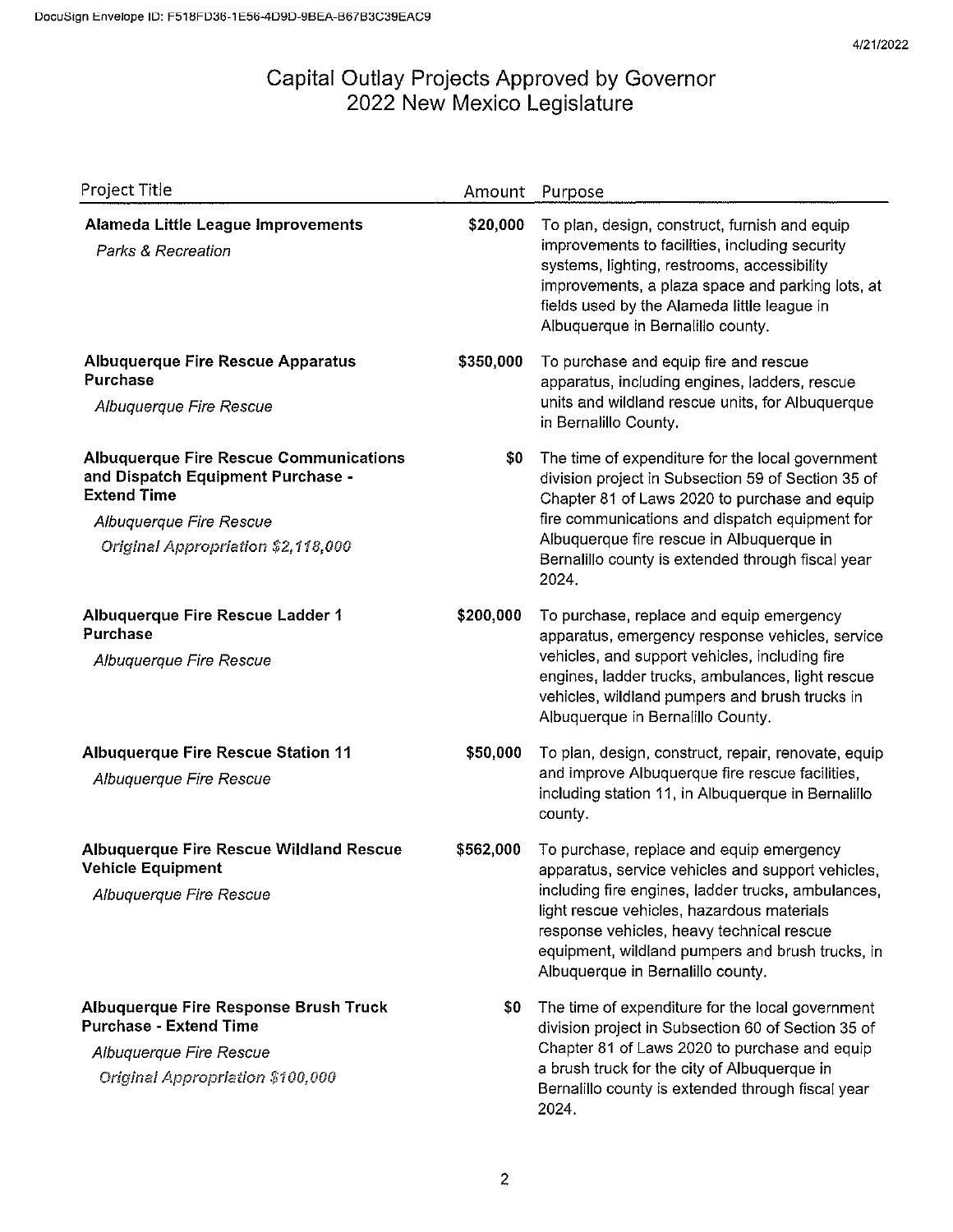# Capital Outlay Projects Approved by Governor
# 2022 New Mexico Legislature

| Project Title | Amount | Purpose |
|---|---|---|
| **Alameda Little League Improvements**<br>*Parks & Recreation* | **$20,000** | To plan, design, construct, furnish and equip improvements to facilities, including security systems, lighting, restrooms, accessibility improvements, a plaza space and parking lots, at fields used by the Alameda little league in Albuquerque in Bernalillo county. |
| **Albuquerque Fire Rescue Apparatus Purchase**<br>*Albuquerque Fire Rescue* | **$350,000** | To purchase and equip fire and rescue apparatus, including engines, ladders, rescue units and wildland rescue units, for Albuquerque in Bernalillo County. |
| **Albuquerque Fire Rescue Communications and Dispatch Equipment Purchase - Extend Time**<br>*Albuquerque Fire Rescue*<br>*Original Appropriation $2,118,000* | **$0** | The time of expenditure for the local government division project in Subsection 59 of Section 35 of Chapter 81 of Laws 2020 to purchase and equip fire communications and dispatch equipment for Albuquerque fire rescue in Albuquerque in Bernalillo county is extended through fiscal year 2024. |
| **Albuquerque Fire Rescue Ladder 1 Purchase**<br>*Albuquerque Fire Rescue* | **$200,000** | To purchase, replace and equip emergency apparatus, emergency response vehicles, service vehicles, and support vehicles, including fire engines, ladder trucks, ambulances, light rescue vehicles, wildland pumpers and brush trucks in Albuquerque in Bernalillo County. |
| **Albuquerque Fire Rescue Station 11**<br>*Albuquerque Fire Rescue* | **$50,000** | To plan, design, construct, repair, renovate, equip and improve Albuquerque fire rescue facilities, including station 11, in Albuquerque in Bernalillo county. |
| **Albuquerque Fire Rescue Wildland Rescue Vehicle Equipment**<br>*Albuquerque Fire Rescue* | **$562,000** | To purchase, replace and equip emergency apparatus, service vehicles and support vehicles, including fire engines, ladder trucks, ambulances, light rescue vehicles, hazardous materials response vehicles, heavy technical rescue equipment, wildland pumpers and brush trucks, in Albuquerque in Bernalillo county. |
| **Albuquerque Fire Response Brush Truck Purchase - Extend Time**<br>*Albuquerque Fire Rescue*<br>*Original Appropriation $100,000* | **$0** | The time of expenditure for the local government division project in Subsection 60 of Section 35 of Chapter 81 of Laws 2020 to purchase and equip a brush truck for the city of Albuquerque in Bernalillo county is extended through fiscal year 2024. |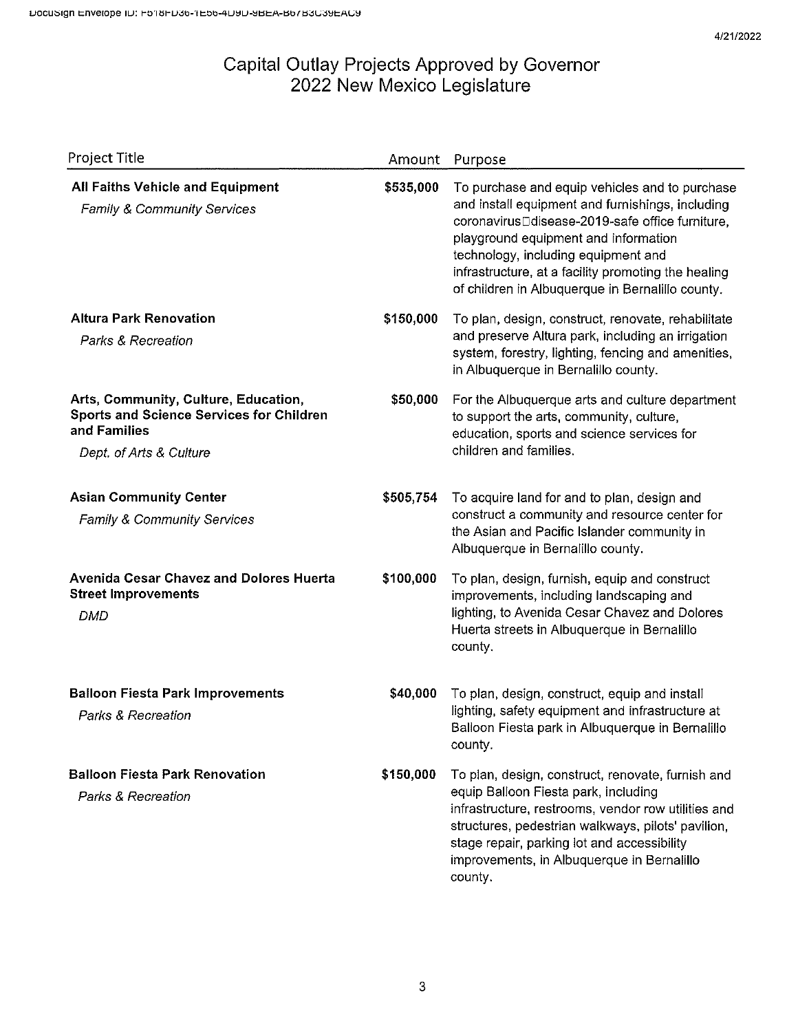# Capital Outlay Projects Approved by Governor
## 2022 New Mexico Legislature

| Project Title | Amount | Purpose |
|---|---|---|
| **All Faiths Vehicle and Equipment**<br>*Family & Community Services* | **$535,000** | To purchase and equip vehicles and to purchase and install equipment and furnishings, including coronavirus disease-2019-safe office furniture, playground equipment and information technology, including equipment and infrastructure, at a facility promoting the healing of children in Albuquerque in Bernalillo county. |
| **Altura Park Renovation**<br>*Parks & Recreation* | **$150,000** | To plan, design, construct, renovate, rehabilitate and preserve Altura park, including an irrigation system, forestry, lighting, fencing and amenities, in Albuquerque in Bernalillo county. |
| **Arts, Community, Culture, Education, Sports and Science Services for Children and Families**<br>*Dept. of Arts & Culture* | **$50,000** | For the Albuquerque arts and culture department to support the arts, community, culture, education, sports and science services for children and families. |
| **Asian Community Center**<br>*Family & Community Services* | **$505,754** | To acquire land for and to plan, design and construct a community and resource center for the Asian and Pacific Islander community in Albuquerque in Bernalillo county. |
| **Avenida Cesar Chavez and Dolores Huerta Street Improvements**<br>*DMD* | **$100,000** | To plan, design, furnish, equip and construct improvements, including landscaping and lighting, to Avenida Cesar Chavez and Dolores Huerta streets in Albuquerque in Bernalillo county. |
| **Balloon Fiesta Park Improvements**<br>*Parks & Recreation* | **$40,000** | To plan, design, construct, equip and install lighting, safety equipment and infrastructure at Balloon Fiesta park in Albuquerque in Bernalillo county. |
| **Balloon Fiesta Park Renovation**<br>*Parks & Recreation* | **$150,000** | To plan, design, construct, renovate, furnish and equip Balloon Fiesta park, including infrastructure, restrooms, vendor row utilities and structures, pedestrian walkways, pilots' pavilion, stage repair, parking lot and accessibility improvements, in Albuquerque in Bernalillo county. |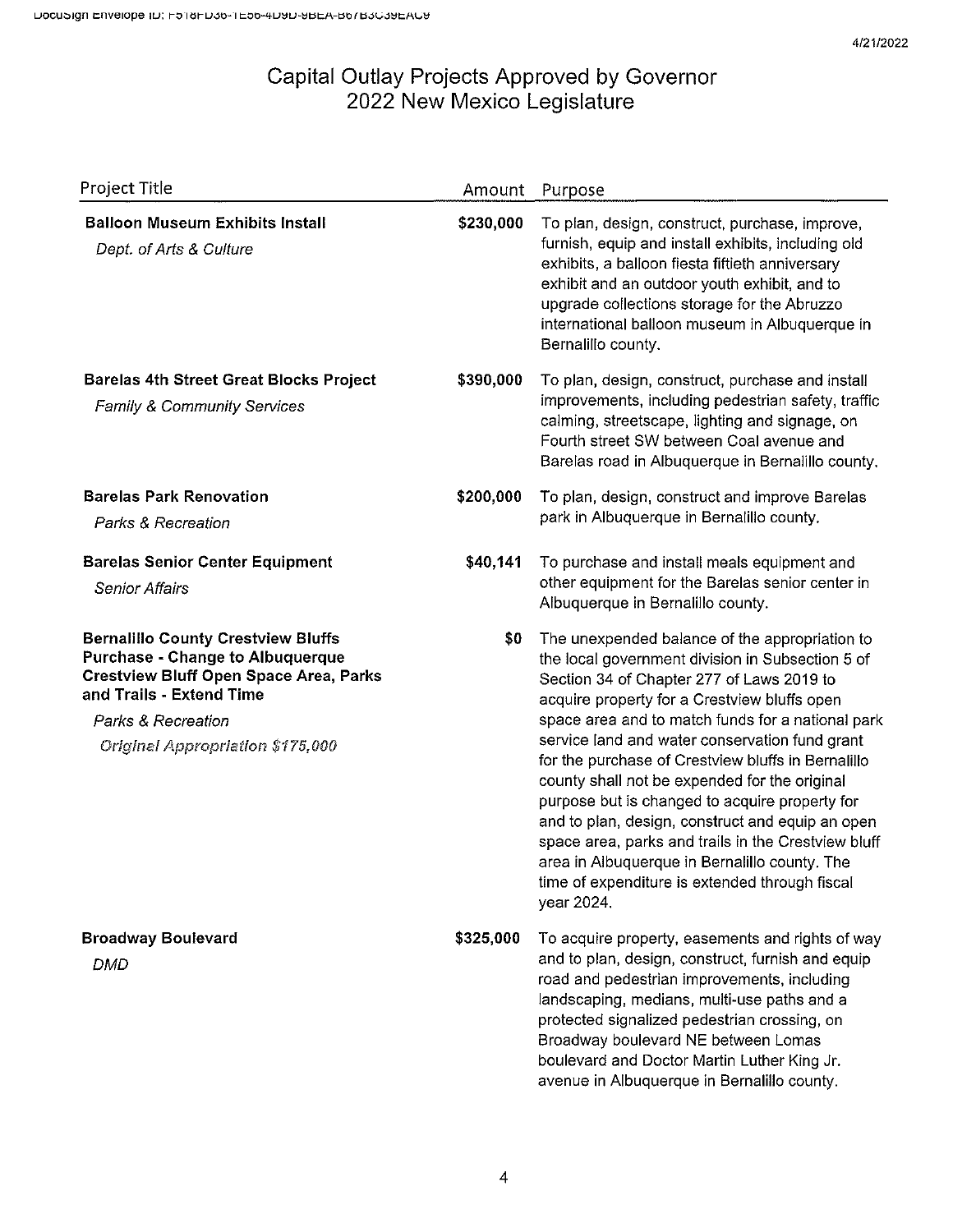# Capital Outlay Projects Approved by Governor
## 2022 New Mexico Legislature

| Project Title | Amount | Purpose |
|---|---|---|
| **Balloon Museum Exhibits Install**<br>*Dept. of Arts & Culture* | **$230,000** | To plan, design, construct, purchase, improve, furnish, equip and install exhibits, including old exhibits, a balloon fiesta fiftieth anniversary exhibit and an outdoor youth exhibit, and to upgrade collections storage for the Abruzzo international balloon museum in Albuquerque in Bernalillo county. |
| **Barelas 4th Street Great Blocks Project**<br>*Family & Community Services* | **$390,000** | To plan, design, construct, purchase and install improvements, including pedestrian safety, traffic calming, streetscape, lighting and signage, on Fourth street SW between Coal avenue and Barelas road in Albuquerque in Bernalillo county. |
| **Barelas Park Renovation**<br>*Parks & Recreation* | **$200,000** | To plan, design, construct and improve Barelas park in Albuquerque in Bernalillo county. |
| **Barelas Senior Center Equipment**<br>*Senior Affairs* | **$40,141** | To purchase and install meals equipment and other equipment for the Barelas senior center in Albuquerque in Bernalillo county. |
| **Bernalillo County Crestview Bluffs Purchase - Change to Albuquerque Crestview Bluff Open Space Area, Parks and Trails - Extend Time**<br>*Parks & Recreation*<br>*Original Appropriation $175,000* | **$0** | The unexpended balance of the appropriation to the local government division in Subsection 5 of Section 34 of Chapter 277 of Laws 2019 to acquire property for a Crestview bluffs open space area and to match funds for a national park service land and water conservation fund grant for the purchase of Crestview bluffs in Bernalillo county shall not be expended for the original purpose but is changed to acquire property for and to plan, design, construct and equip an open space area, parks and trails in the Crestview bluff area in Albuquerque in Bernalillo county. The time of expenditure is extended through fiscal year 2024. |
| **Broadway Boulevard**<br>*DMD* | **$325,000** | To acquire property, easements and rights of way and to plan, design, construct, furnish and equip road and pedestrian improvements, including landscaping, medians, multi-use paths and a protected signalized pedestrian crossing, on Broadway boulevard NE between Lomas boulevard and Doctor Martin Luther King Jr. avenue in Albuquerque in Bernalillo county. |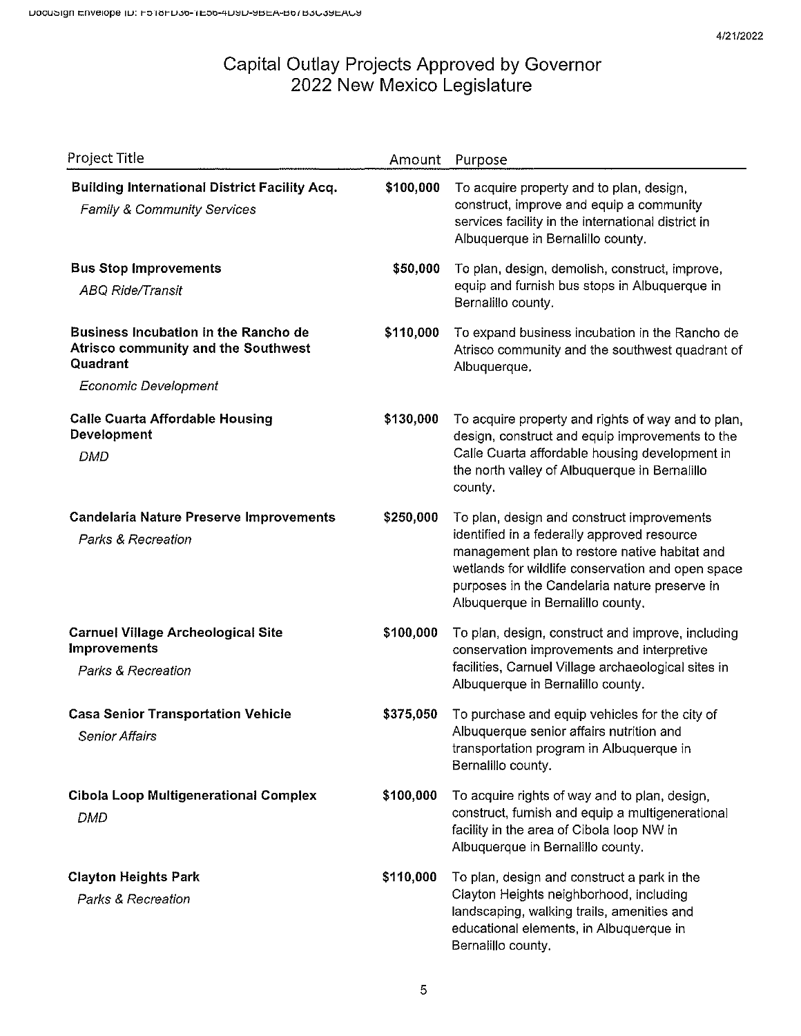# Capital Outlay Projects Approved by Governor
# 2022 New Mexico Legislature

| Project Title | Amount | Purpose |
|---|---|---|
| **Building International District Facility Acq.**<br>*Family & Community Services* | $100,000 | To acquire property and to plan, design, construct, improve and equip a community services facility in the international district in Albuquerque in Bernalillo county. |
| **Bus Stop Improvements**<br>*ABQ Ride/Transit* | $50,000 | To plan, design, demolish, construct, improve, equip and furnish bus stops in Albuquerque in Bernalillo county. |
| **Business Incubation in the Rancho de Atrisco community and the Southwest Quadrant**<br>*Economic Development* | $110,000 | To expand business incubation in the Rancho de Atrisco community and the southwest quadrant of Albuquerque. |
| **Calle Cuarta Affordable Housing Development**<br>*DMD* | $130,000 | To acquire property and rights of way and to plan, design, construct and equip improvements to the Calle Cuarta affordable housing development in the north valley of Albuquerque in Bernalillo county. |
| **Candelaria Nature Preserve Improvements**<br>*Parks & Recreation* | $250,000 | To plan, design and construct improvements identified in a federally approved resource management plan to restore native habitat and wetlands for wildlife conservation and open space purposes in the Candelaria nature preserve in Albuquerque in Bernalillo county. |
| **Carnuel Village Archeological Site Improvements**<br>*Parks & Recreation* | $100,000 | To plan, design, construct and improve, including conservation improvements and interpretive facilities, Carnuel Village archaeological sites in Albuquerque in Bernalillo county. |
| **Casa Senior Transportation Vehicle**<br>*Senior Affairs* | $375,050 | To purchase and equip vehicles for the city of Albuquerque senior affairs nutrition and transportation program in Albuquerque in Bernalillo county. |
| **Cibola Loop Multigenerational Complex**<br>*DMD* | $100,000 | To acquire rights of way and to plan, design, construct, furnish and equip a multigenerational facility in the area of Cibola loop NW in Albuquerque in Bernalillo county. |
| **Clayton Heights Park**<br>*Parks & Recreation* | $110,000 | To plan, design and construct a park in the Clayton Heights neighborhood, including landscaping, walking trails, amenities and educational elements, in Albuquerque in Bernalillo county. |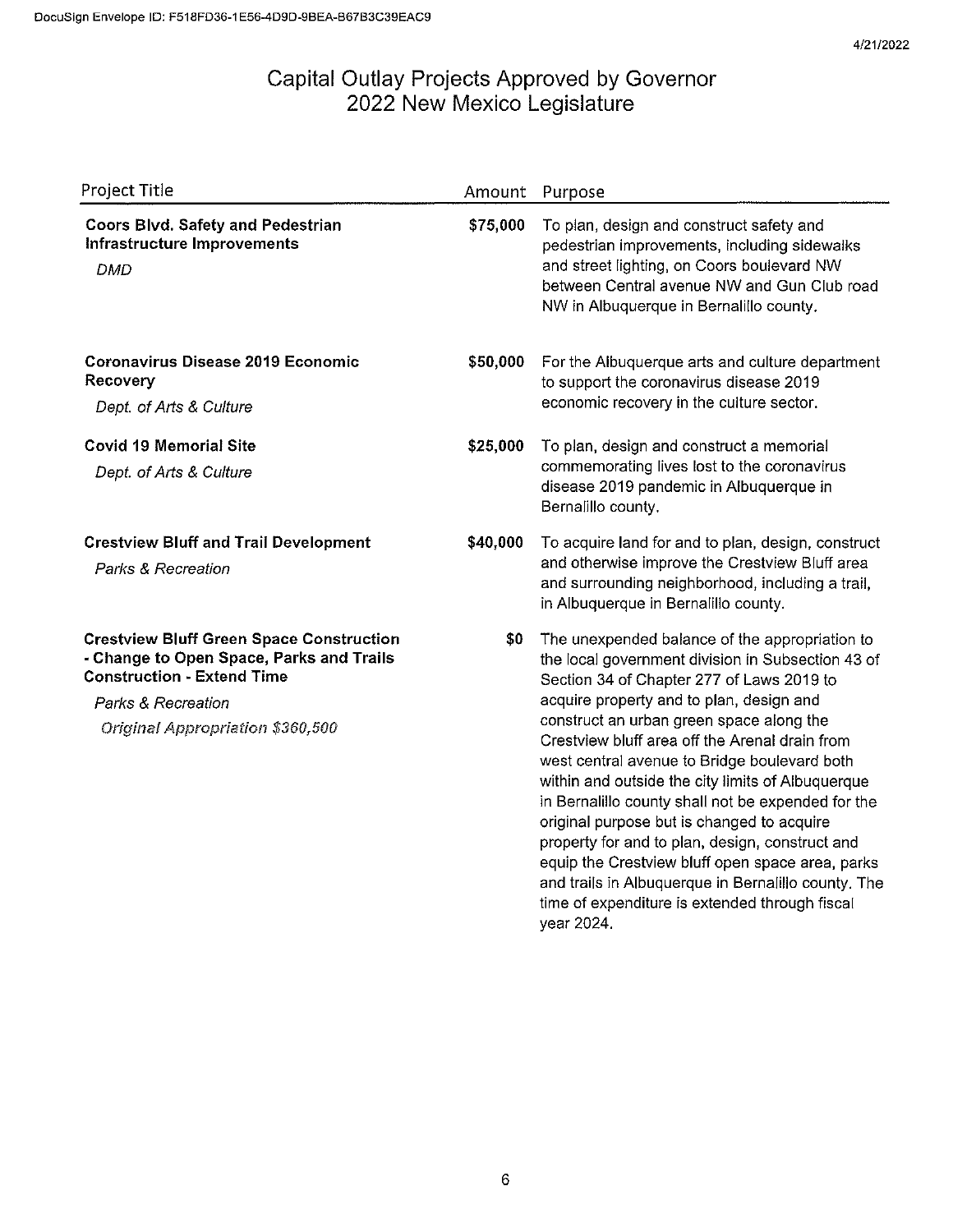# Capital Outlay Projects Approved by Governor
# 2022 New Mexico Legislature

| Project Title | Amount | Purpose |
|---|---|---|
| **Coors Blvd. Safety and Pedestrian Infrastructure Improvements**<br>*DMD* | **$75,000** | To plan, design and construct safety and pedestrian improvements, including sidewalks and street lighting, on Coors boulevard NW between Central avenue NW and Gun Club road NW in Albuquerque in Bernalillo county. |
| **Coronavirus Disease 2019 Economic Recovery**<br>*Dept. of Arts & Culture* | **$50,000** | For the Albuquerque arts and culture department to support the coronavirus disease 2019 economic recovery in the culture sector. |
| **Covid 19 Memorial Site**<br>*Dept. of Arts & Culture* | **$25,000** | To plan, design and construct a memorial commemorating lives lost to the coronavirus disease 2019 pandemic in Albuquerque in Bernalillo county. |
| **Crestview Bluff and Trail Development**<br>*Parks & Recreation* | **$40,000** | To acquire land for and to plan, design, construct and otherwise improve the Crestview Bluff area and surrounding neighborhood, including a trail, in Albuquerque in Bernalillo county. |
| **Crestview Bluff Green Space Construction - Change to Open Space, Parks and Trails Construction - Extend Time**<br>*Parks & Recreation*<br>*Original Appropriation $360,500* | **$0** | The unexpended balance of the appropriation to the local government division in Subsection 43 of Section 34 of Chapter 277 of Laws 2019 to acquire property and to plan, design and construct an urban green space along the Crestview bluff area off the Arenal drain from west central avenue to Bridge boulevard both within and outside the city limits of Albuquerque in Bernalillo county shall not be expended for the original purpose but is changed to acquire property for and to plan, design, construct and equip the Crestview bluff open space area, parks and trails in Albuquerque in Bernalillo county. The time of expenditure is extended through fiscal year 2024. |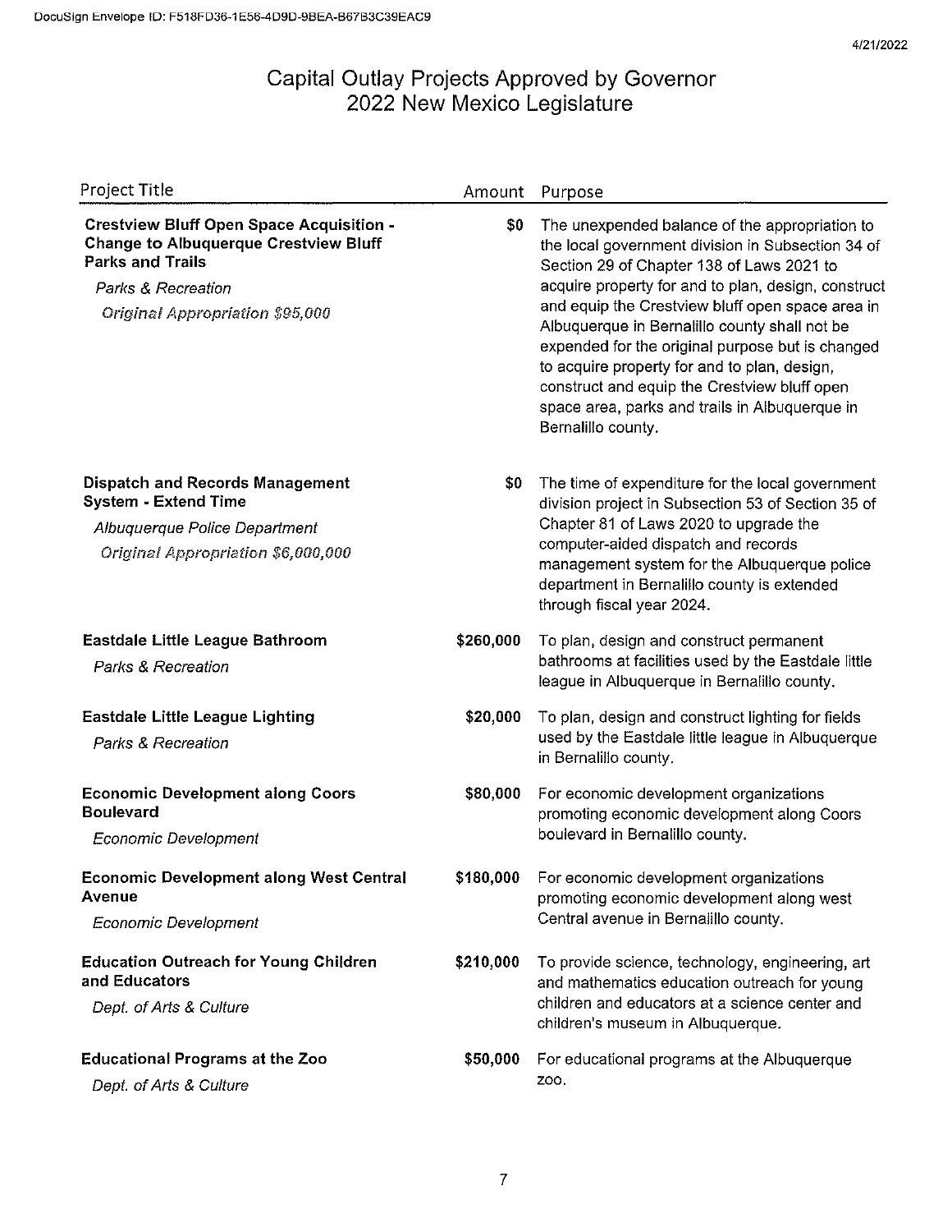# Capital Outlay Projects Approved by Governor
# 2022 New Mexico Legislature

| Project Title | Amount | Purpose |
|---|---|---|
| **Crestview Bluff Open Space Acquisition - Change to Albuquerque Crestview Bluff Parks and Trails**<br>*Parks & Recreation*<br>*Original Appropriation $95,000* | $0 | The unexpended balance of the appropriation to the local government division in Subsection 34 of Section 29 of Chapter 138 of Laws 2021 to acquire property for and to plan, design, construct and equip the Crestview bluff open space area in Albuquerque in Bernalillo county shall not be expended for the original purpose but is changed to acquire property for and to plan, design, construct and equip the Crestview bluff open space area, parks and trails in Albuquerque in Bernalillo county. |
| **Dispatch and Records Management System - Extend Time**<br>*Albuquerque Police Department*<br>*Original Appropriation $6,000,000* | $0 | The time of expenditure for the local government division project in Subsection 53 of Section 35 of Chapter 81 of Laws 2020 to upgrade the computer-aided dispatch and records management system for the Albuquerque police department in Bernalillo county is extended through fiscal year 2024. |
| **Eastdale Little League Bathroom**<br>*Parks & Recreation* | $260,000 | To plan, design and construct permanent bathrooms at facilities used by the Eastdale little league in Albuquerque in Bernalillo county. |
| **Eastdale Little League Lighting**<br>*Parks & Recreation* | $20,000 | To plan, design and construct lighting for fields used by the Eastdale little league in Albuquerque in Bernalillo county. |
| **Economic Development along Coors Boulevard**<br>*Economic Development* | $80,000 | For economic development organizations promoting economic development along Coors boulevard in Bernalillo county. |
| **Economic Development along West Central Avenue**<br>*Economic Development* | $180,000 | For economic development organizations promoting economic development along west Central avenue in Bernalillo county. |
| **Education Outreach for Young Children and Educators**<br>*Dept. of Arts & Culture* | $210,000 | To provide science, technology, engineering, art and mathematics education outreach for young children and educators at a science center and children's museum in Albuquerque. |
| **Educational Programs at the Zoo**<br>*Dept. of Arts & Culture* | $50,000 | For educational programs at the Albuquerque zoo. |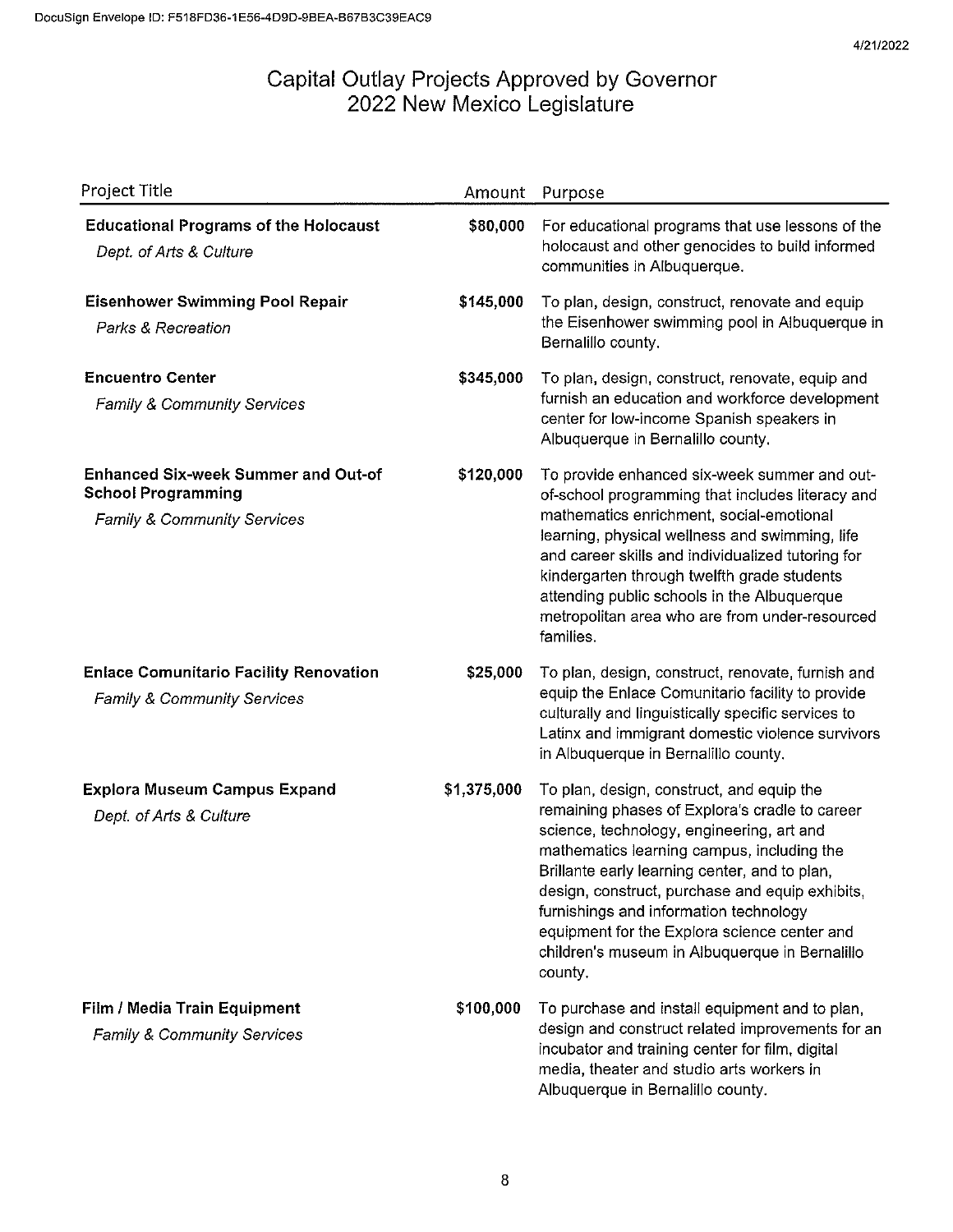# Capital Outlay Projects Approved by Governor
## 2022 New Mexico Legislature

| Project Title | Amount | Purpose |
| --- | --- | --- |
| **Educational Programs of the Holocaust**<br>*Dept. of Arts & Culture* | **$80,000** | For educational programs that use lessons of the holocaust and other genocides to build informed communities in Albuquerque. |
| **Eisenhower Swimming Pool Repair**<br>*Parks & Recreation* | **$145,000** | To plan, design, construct, renovate and equip the Eisenhower swimming pool in Albuquerque in Bernalillo county. |
| **Encuentro Center**<br>*Family & Community Services* | **$345,000** | To plan, design, construct, renovate, equip and furnish an education and workforce development center for low-income Spanish speakers in Albuquerque in Bernalillo county. |
| **Enhanced Six-week Summer and Out-of School Programming**<br>*Family & Community Services* | **$120,000** | To provide enhanced six-week summer and out-of-school programming that includes literacy and mathematics enrichment, social-emotional learning, physical wellness and swimming, life and career skills and individualized tutoring for kindergarten through twelfth grade students attending public schools in the Albuquerque metropolitan area who are from under-resourced families. |
| **Enlace Comunitario Facility Renovation**<br>*Family & Community Services* | **$25,000** | To plan, design, construct, renovate, furnish and equip the Enlace Comunitario facility to provide culturally and linguistically specific services to Latinx and immigrant domestic violence survivors in Albuquerque in Bernalillo county. |
| **Explora Museum Campus Expand**<br>*Dept. of Arts & Culture* | **$1,375,000** | To plan, design, construct, and equip the remaining phases of Explora's cradle to career science, technology, engineering, art and mathematics learning campus, including the Brillante early learning center, and to plan, design, construct, purchase and equip exhibits, furnishings and information technology equipment for the Explora science center and children's museum in Albuquerque in Bernalillo county. |
| **Film / Media Train Equipment**<br>*Family & Community Services* | **$100,000** | To purchase and install equipment and to plan, design and construct related improvements for an incubator and training center for film, digital media, theater and studio arts workers in Albuquerque in Bernalillo county. |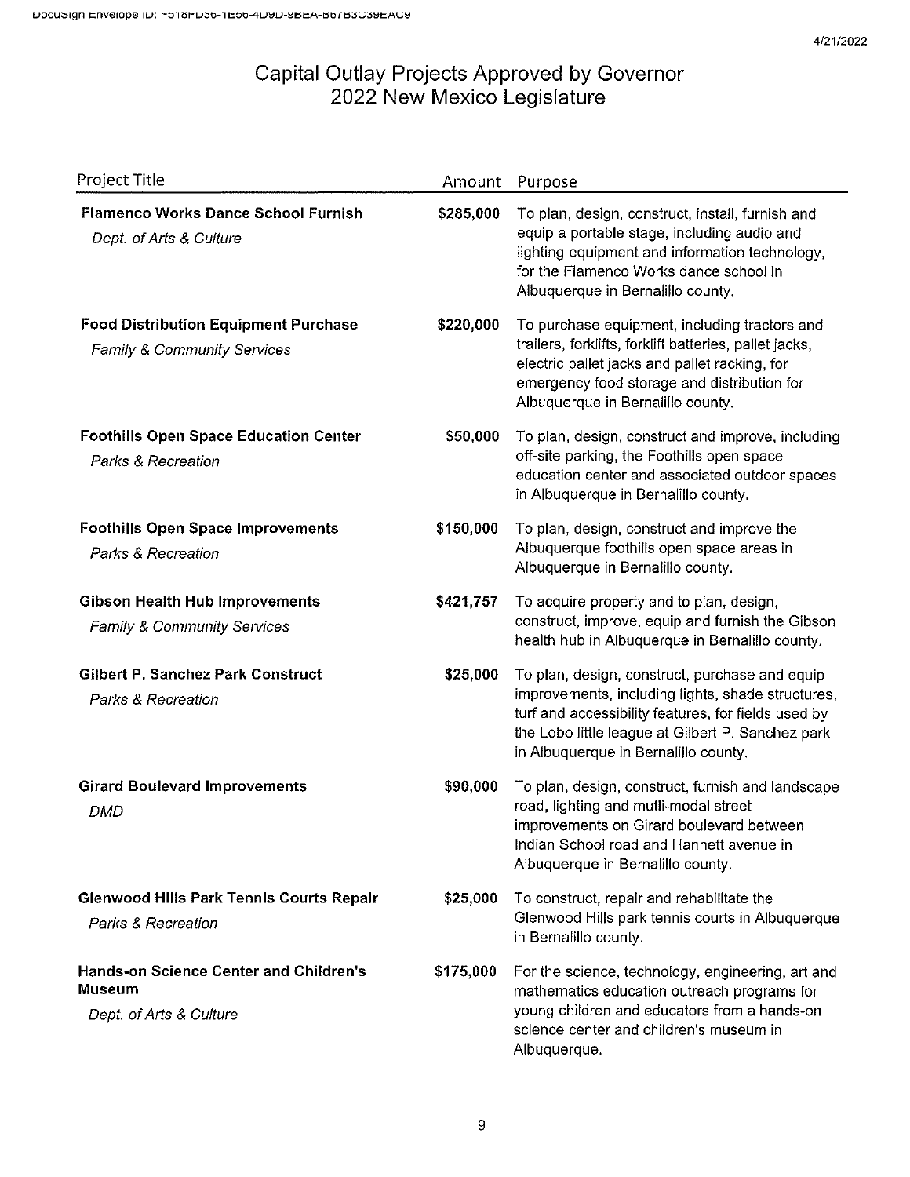# Capital Outlay Projects Approved by Governor
## 2022 New Mexico Legislature

| Project Title | Amount | Purpose |
|---|---|---|
| **Flamenco Works Dance School Furnish**<br>*Dept. of Arts & Culture* | **$285,000** | To plan, design, construct, install, furnish and equip a portable stage, including audio and lighting equipment and information technology, for the Flamenco Works dance school in Albuquerque in Bernalillo county. |
| **Food Distribution Equipment Purchase**<br>*Family & Community Services* | **$220,000** | To purchase equipment, including tractors and trailers, forklifts, forklift batteries, pallet jacks, electric pallet jacks and pallet racking, for emergency food storage and distribution for Albuquerque in Bernalillo county. |
| **Foothills Open Space Education Center**<br>*Parks & Recreation* | **$50,000** | To plan, design, construct and improve, including off-site parking, the Foothills open space education center and associated outdoor spaces in Albuquerque in Bernalillo county. |
| **Foothills Open Space Improvements**<br>*Parks & Recreation* | **$150,000** | To plan, design, construct and improve the Albuquerque foothills open space areas in Albuquerque in Bernalillo county. |
| **Gibson Health Hub Improvements**<br>*Family & Community Services* | **$421,757** | To acquire property and to plan, design, construct, improve, equip and furnish the Gibson health hub in Albuquerque in Bernalillo county. |
| **Gilbert P. Sanchez Park Construct**<br>*Parks & Recreation* | **$25,000** | To plan, design, construct, purchase and equip improvements, including lights, shade structures, turf and accessibility features, for fields used by the Lobo little league at Gilbert P. Sanchez park in Albuquerque in Bernalillo county. |
| **Girard Boulevard Improvements**<br>*DMD* | **$90,000** | To plan, design, construct, furnish and landscape road, lighting and mutli-modal street improvements on Girard boulevard between Indian School road and Hannett avenue in Albuquerque in Bernalillo county. |
| **Glenwood Hills Park Tennis Courts Repair**<br>*Parks & Recreation* | **$25,000** | To construct, repair and rehabilitate the Glenwood Hills park tennis courts in Albuquerque in Bernalillo county. |
| **Hands-on Science Center and Children's Museum**<br>*Dept. of Arts & Culture* | **$175,000** | For the science, technology, engineering, art and mathematics education outreach programs for young children and educators from a hands-on science center and children's museum in Albuquerque. |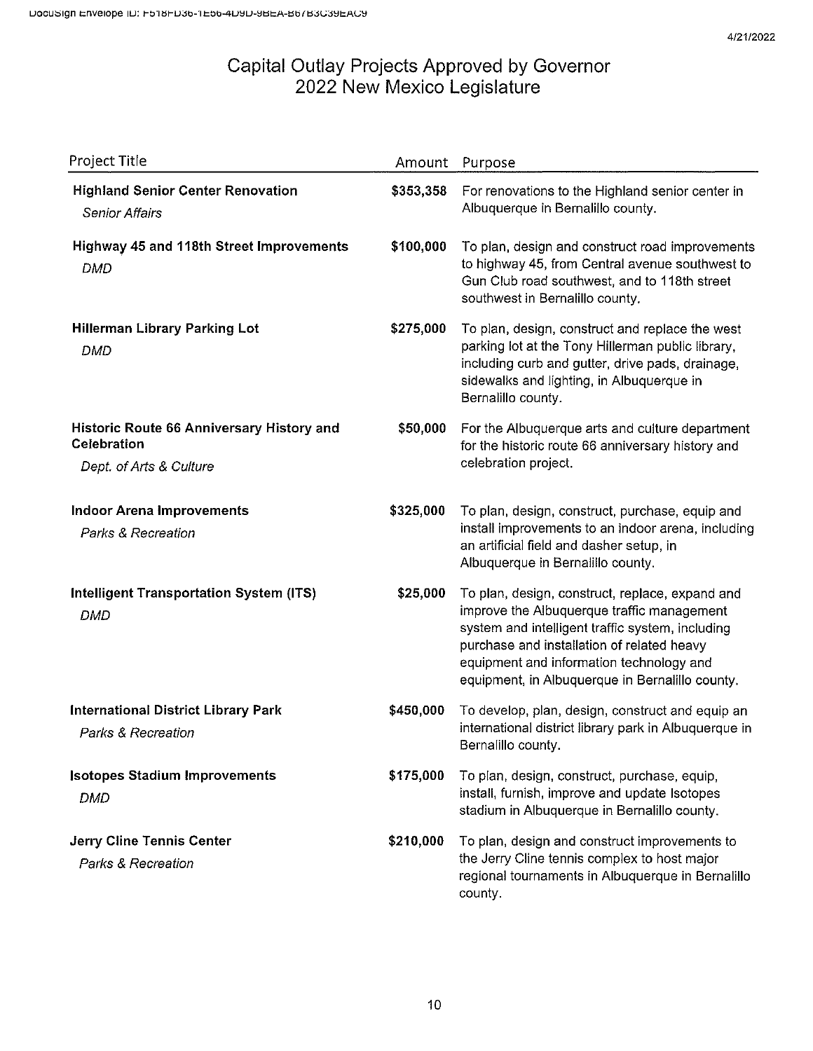# Capital Outlay Projects Approved by Governor
# 2022 New Mexico Legislature

| Project Title | Amount | Purpose |
|---|---|---|
| **Highland Senior Center Renovation**<br>*Senior Affairs* | $353,358 | For renovations to the Highland senior center in Albuquerque in Bernalillo county. |
| **Highway 45 and 118th Street Improvements**<br>*DMD* | $100,000 | To plan, design and construct road improvements to highway 45, from Central avenue southwest to Gun Club road southwest, and to 118th street southwest in Bernalillo county. |
| **Hillerman Library Parking Lot**<br>*DMD* | $275,000 | To plan, design, construct and replace the west parking lot at the Tony Hillerman public library, including curb and gutter, drive pads, drainage, sidewalks and lighting, in Albuquerque in Bernalillo county. |
| **Historic Route 66 Anniversary History and Celebration**<br>*Dept. of Arts & Culture* | $50,000 | For the Albuquerque arts and culture department for the historic route 66 anniversary history and celebration project. |
| **Indoor Arena Improvements**<br>*Parks & Recreation* | $325,000 | To plan, design, construct, purchase, equip and install improvements to an indoor arena, including an artificial field and dasher setup, in Albuquerque in Bernalillo county. |
| **Intelligent Transportation System (ITS)**<br>*DMD* | $25,000 | To plan, design, construct, replace, expand and improve the Albuquerque traffic management system and intelligent traffic system, including purchase and installation of related heavy equipment and information technology and equipment, in Albuquerque in Bernalillo county. |
| **International District Library Park**<br>*Parks & Recreation* | $450,000 | To develop, plan, design, construct and equip an international district library park in Albuquerque in Bernalillo county. |
| **Isotopes Stadium Improvements**<br>*DMD* | $175,000 | To plan, design, construct, purchase, equip, install, furnish, improve and update Isotopes stadium in Albuquerque in Bernalillo county. |
| **Jerry Cline Tennis Center**<br>*Parks & Recreation* | $210,000 | To plan, design and construct improvements to the Jerry Cline tennis complex to host major regional tournaments in Albuquerque in Bernalillo county. |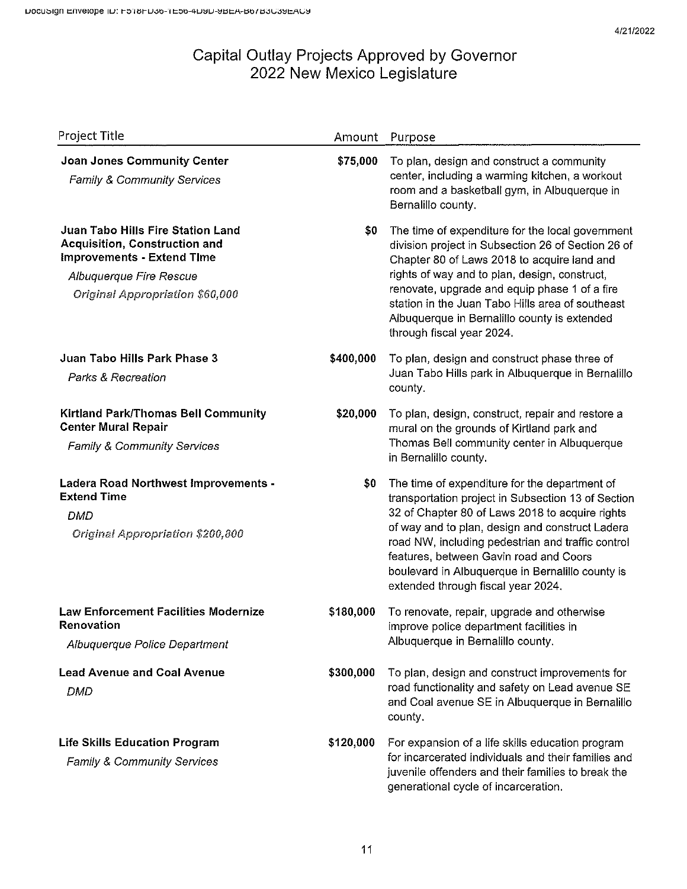# Capital Outlay Projects Approved by Governor
## 2022 New Mexico Legislature

| Project Title | Amount | Purpose |
|---|---|---|
| **Joan Jones Community Center**<br>*Family & Community Services* | $75,000 | To plan, design and construct a community center, including a warming kitchen, a workout room and a basketball gym, in Albuquerque in Bernalillo county. |
| **Juan Tabo Hills Fire Station Land Acquisition, Construction and Improvements - Extend Time**<br>*Albuquerque Fire Rescue*<br>*Original Appropriation $60,000* | $0 | The time of expenditure for the local government division project in Subsection 26 of Section 26 of Chapter 80 of Laws 2018 to acquire land and rights of way and to plan, design, construct, renovate, upgrade and equip phase 1 of a fire station in the Juan Tabo Hills area of southeast Albuquerque in Bernalillo county is extended through fiscal year 2024. |
| **Juan Tabo Hills Park Phase 3**<br>*Parks & Recreation* | $400,000 | To plan, design and construct phase three of Juan Tabo Hills park in Albuquerque in Bernalillo county. |
| **Kirtland Park/Thomas Bell Community Center Mural Repair**<br>*Family & Community Services* | $20,000 | To plan, design, construct, repair and restore a mural on the grounds of Kirtland park and Thomas Bell community center in Albuquerque in Bernalillo county. |
| **Ladera Road Northwest Improvements - Extend Time**<br>*DMD*<br>*Original Appropriation $200,800* | $0 | The time of expenditure for the department of transportation project in Subsection 13 of Section 32 of Chapter 80 of Laws 2018 to acquire rights of way and to plan, design and construct Ladera road NW, including pedestrian and traffic control features, between Gavin road and Coors boulevard in Albuquerque in Bernalillo county is extended through fiscal year 2024. |
| **Law Enforcement Facilities Modernize Renovation**<br>*Albuquerque Police Department* | $180,000 | To renovate, repair, upgrade and otherwise improve police department facilities in Albuquerque in Bernalillo county. |
| **Lead Avenue and Coal Avenue**<br>*DMD* | $300,000 | To plan, design and construct improvements for road functionality and safety on Lead avenue SE and Coal avenue SE in Albuquerque in Bernalillo county. |
| **Life Skills Education Program**<br>*Family & Community Services* | $120,000 | For expansion of a life skills education program for incarcerated individuals and their families and juvenile offenders and their families to break the generational cycle of incarceration. |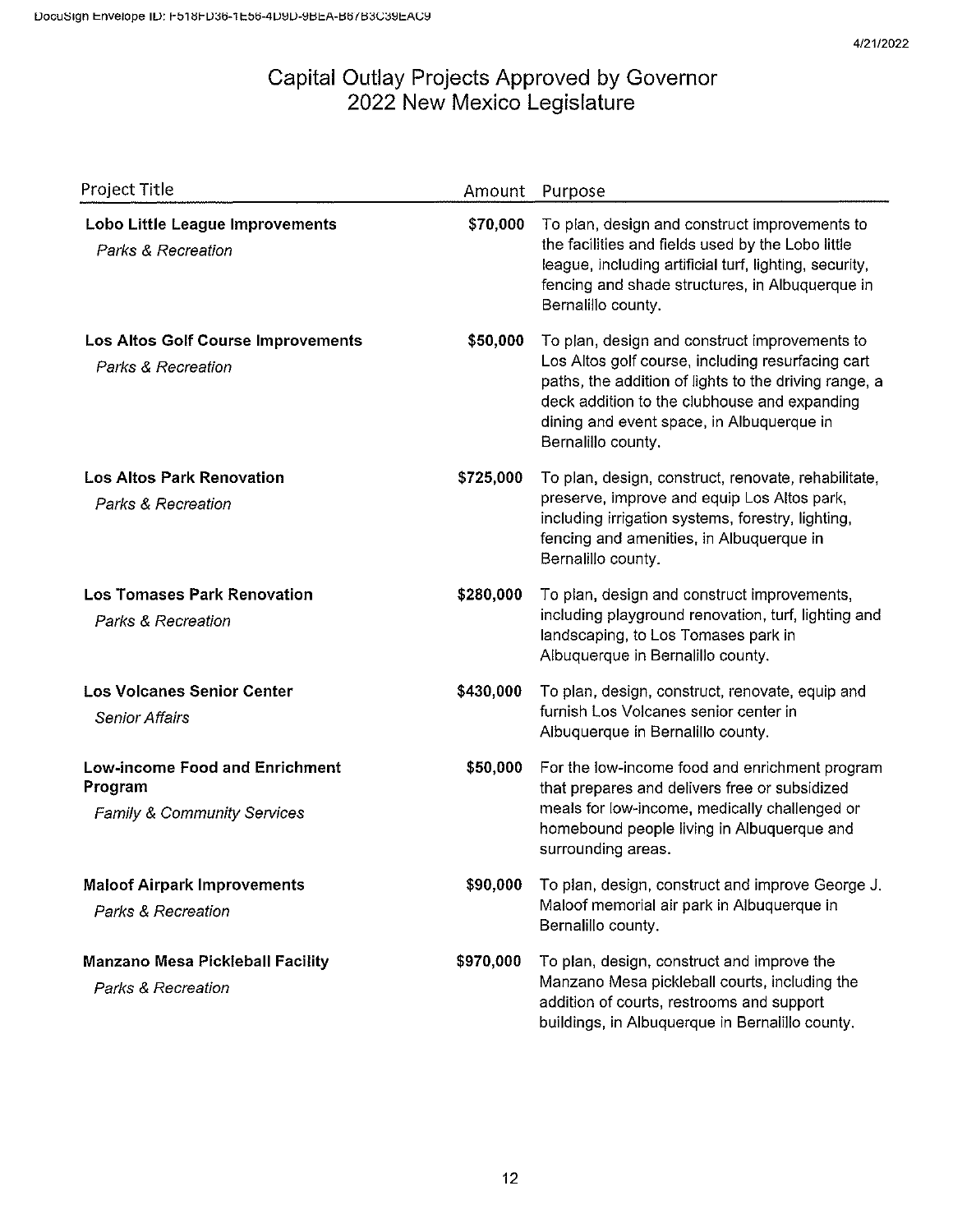# Capital Outlay Projects Approved by Governor
## 2022 New Mexico Legislature

| Project Title | Amount | Purpose |
|---|---|---|
| **Lobo Little League Improvements**<br>*Parks & Recreation* | **$70,000** | To plan, design and construct improvements to the facilities and fields used by the Lobo little league, including artificial turf, lighting, security, fencing and shade structures, in Albuquerque in Bernalillo county. |
| **Los Altos Golf Course Improvements**<br>*Parks & Recreation* | **$50,000** | To plan, design and construct improvements to Los Altos golf course, including resurfacing cart paths, the addition of lights to the driving range, a deck addition to the clubhouse and expanding dining and event space, in Albuquerque in Bernalillo county. |
| **Los Altos Park Renovation**<br>*Parks & Recreation* | **$725,000** | To plan, design, construct, renovate, rehabilitate, preserve, improve and equip Los Altos park, including irrigation systems, forestry, lighting, fencing and amenities, in Albuquerque in Bernalillo county. |
| **Los Tomases Park Renovation**<br>*Parks & Recreation* | **$280,000** | To plan, design and construct improvements, including playground renovation, turf, lighting and landscaping, to Los Tomases park in Albuquerque in Bernalillo county. |
| **Los Volcanes Senior Center**<br>*Senior Affairs* | **$430,000** | To plan, design, construct, renovate, equip and furnish Los Volcanes senior center in Albuquerque in Bernalillo county. |
| **Low-income Food and Enrichment Program**<br>*Family & Community Services* | **$50,000** | For the low-income food and enrichment program that prepares and delivers free or subsidized meals for low-income, medically challenged or homebound people living in Albuquerque and surrounding areas. |
| **Maloof Airpark Improvements**<br>*Parks & Recreation* | **$90,000** | To plan, design, construct and improve George J. Maloof memorial air park in Albuquerque in Bernalillo county. |
| **Manzano Mesa Pickleball Facility**<br>*Parks & Recreation* | **$970,000** | To plan, design, construct and improve the Manzano Mesa pickleball courts, including the addition of courts, restrooms and support buildings, in Albuquerque in Bernalillo county. |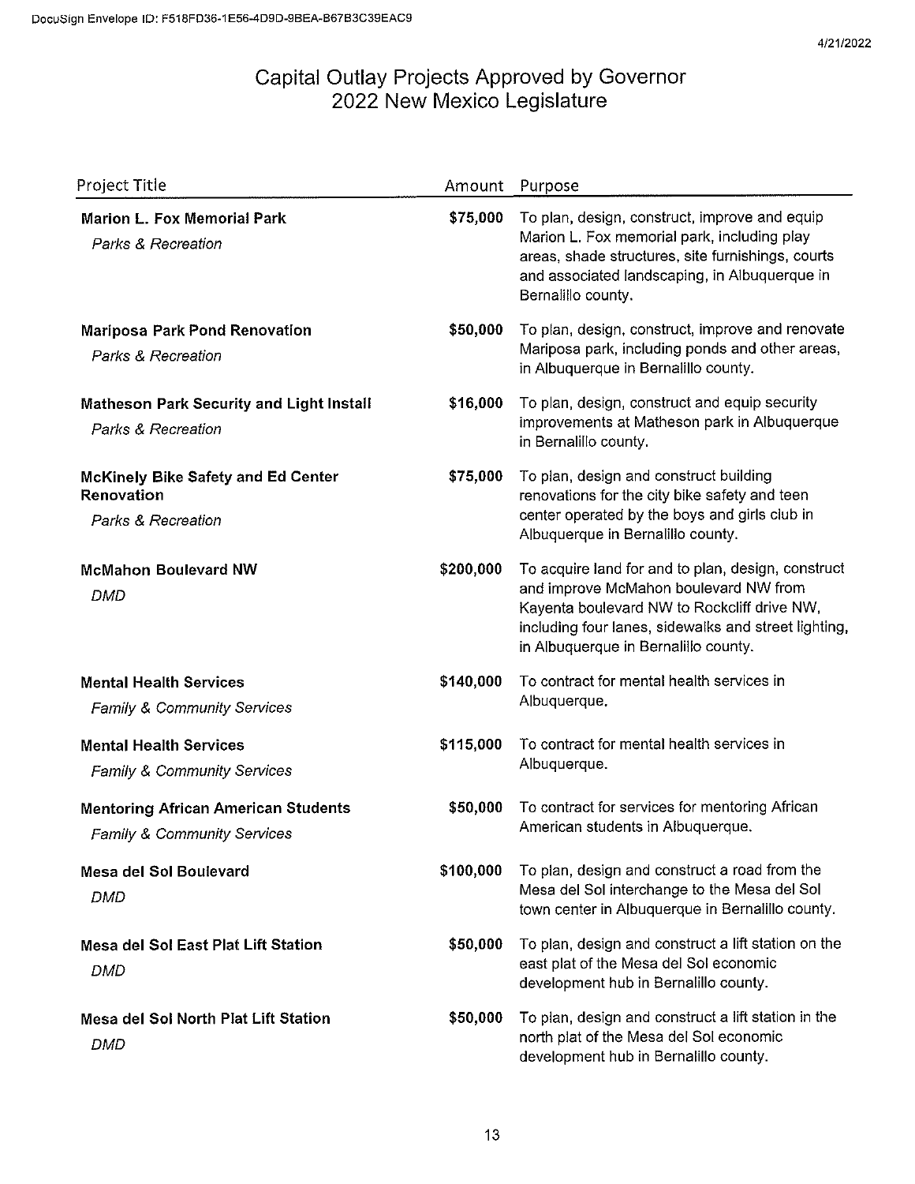# Capital Outlay Projects Approved by Governor
## 2022 New Mexico Legislature

| Project Title | Amount | Purpose |
|---|---|---|
| **Marion L. Fox Memorial Park** *Parks & Recreation* | **$75,000** | To plan, design, construct, improve and equip Marion L. Fox memorial park, including play areas, shade structures, site furnishings, courts and associated landscaping, in Albuquerque in Bernalillo county. |
| **Mariposa Park Pond Renovation** *Parks & Recreation* | **$50,000** | To plan, design, construct, improve and renovate Mariposa park, including ponds and other areas, in Albuquerque in Bernalillo county. |
| **Matheson Park Security and Light Install** *Parks & Recreation* | **$16,000** | To plan, design, construct and equip security improvements at Matheson park in Albuquerque in Bernalillo county. |
| **McKinely Bike Safety and Ed Center Renovation** *Parks & Recreation* | **$75,000** | To plan, design and construct building renovations for the city bike safety and teen center operated by the boys and girls club in Albuquerque in Bernalillo county. |
| **McMahon Boulevard NW** *DMD* | **$200,000** | To acquire land for and to plan, design, construct and improve McMahon boulevard NW from Kayenta boulevard NW to Rockcliff drive NW, including four lanes, sidewalks and street lighting, in Albuquerque in Bernalillo county. |
| **Mental Health Services** *Family & Community Services* | **$140,000** | To contract for mental health services in Albuquerque. |
| **Mental Health Services** *Family & Community Services* | **$115,000** | To contract for mental health services in Albuquerque. |
| **Mentoring African American Students** *Family & Community Services* | **$50,000** | To contract for services for mentoring African American students in Albuquerque. |
| **Mesa del Sol Boulevard** *DMD* | **$100,000** | To plan, design and construct a road from the Mesa del Sol interchange to the Mesa del Sol town center in Albuquerque in Bernalillo county. |
| **Mesa del Sol East Plat Lift Station** *DMD* | **$50,000** | To plan, design and construct a lift station on the east plat of the Mesa del Sol economic development hub in Bernalillo county. |
| **Mesa del Sol North Plat Lift Station** *DMD* | **$50,000** | To plan, design and construct a lift station in the north plat of the Mesa del Sol economic development hub in Bernalillo county. |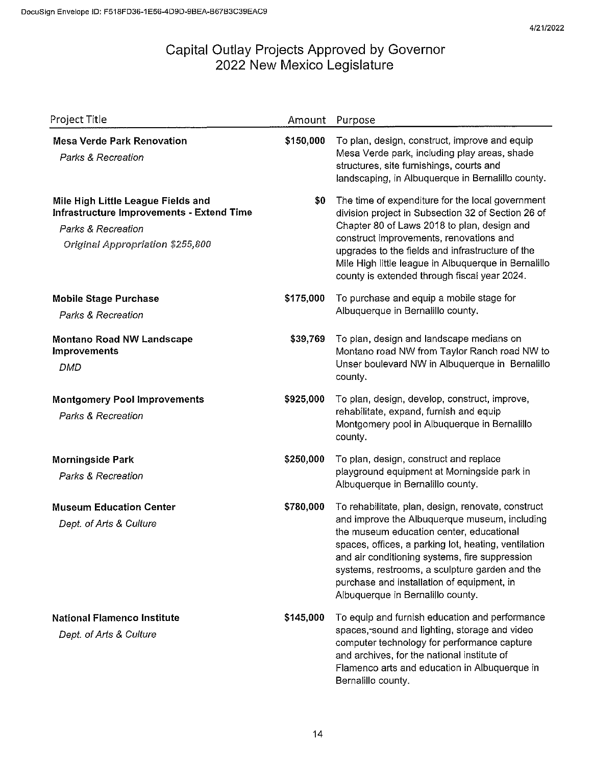# Capital Outlay Projects Approved by Governor
## 2022 New Mexico Legislature

| Project Title | Amount | Purpose |
|---|---|---|
| **Mesa Verde Park Renovation**<br>*Parks & Recreation* | **$150,000** | To plan, design, construct, improve and equip Mesa Verde park, including play areas, shade structures, site furnishings, courts and landscaping, in Albuquerque in Bernalillo county. |
| **Mile High Little League Fields and Infrastructure Improvements - Extend Time**<br>*Parks & Recreation*<br>*Original Appropriation $255,800* | **$0** | The time of expenditure for the local government division project in Subsection 32 of Section 26 of Chapter 80 of Laws 2018 to plan, design and construct improvements, renovations and upgrades to the fields and infrastructure of the Mile High little league in Albuquerque in Bernalillo county is extended through fiscal year 2024. |
| **Mobile Stage Purchase**<br>*Parks & Recreation* | **$175,000** | To purchase and equip a mobile stage for Albuquerque in Bernalillo county. |
| **Montano Road NW Landscape Improvements**<br>*DMD* | **$39,769** | To plan, design and landscape medians on Montano road NW from Taylor Ranch road NW to Unser boulevard NW in Albuquerque in Bernalillo county. |
| **Montgomery Pool Improvements**<br>*Parks & Recreation* | **$925,000** | To plan, design, develop, construct, improve, rehabilitate, expand, furnish and equip Montgomery pool in Albuquerque in Bernalillo county. |
| **Morningside Park**<br>*Parks & Recreation* | **$250,000** | To plan, design, construct and replace playground equipment at Morningside park in Albuquerque in Bernalillo county. |
| **Museum Education Center**<br>*Dept. of Arts & Culture* | **$780,000** | To rehabilitate, plan, design, renovate, construct and improve the Albuquerque museum, including the museum education center, educational spaces, offices, a parking lot, heating, ventilation and air conditioning systems, fire suppression systems, restrooms, a sculpture garden and the purchase and installation of equipment, in Albuquerque in Bernalillo county. |
| **National Flamenco Institute**<br>*Dept. of Arts & Culture* | **$145,000** | To equip and furnish education and performance spaces, sound and lighting, storage and video computer technology for performance capture and archives, for the national institute of Flamenco arts and education in Albuquerque in Bernalillo county. |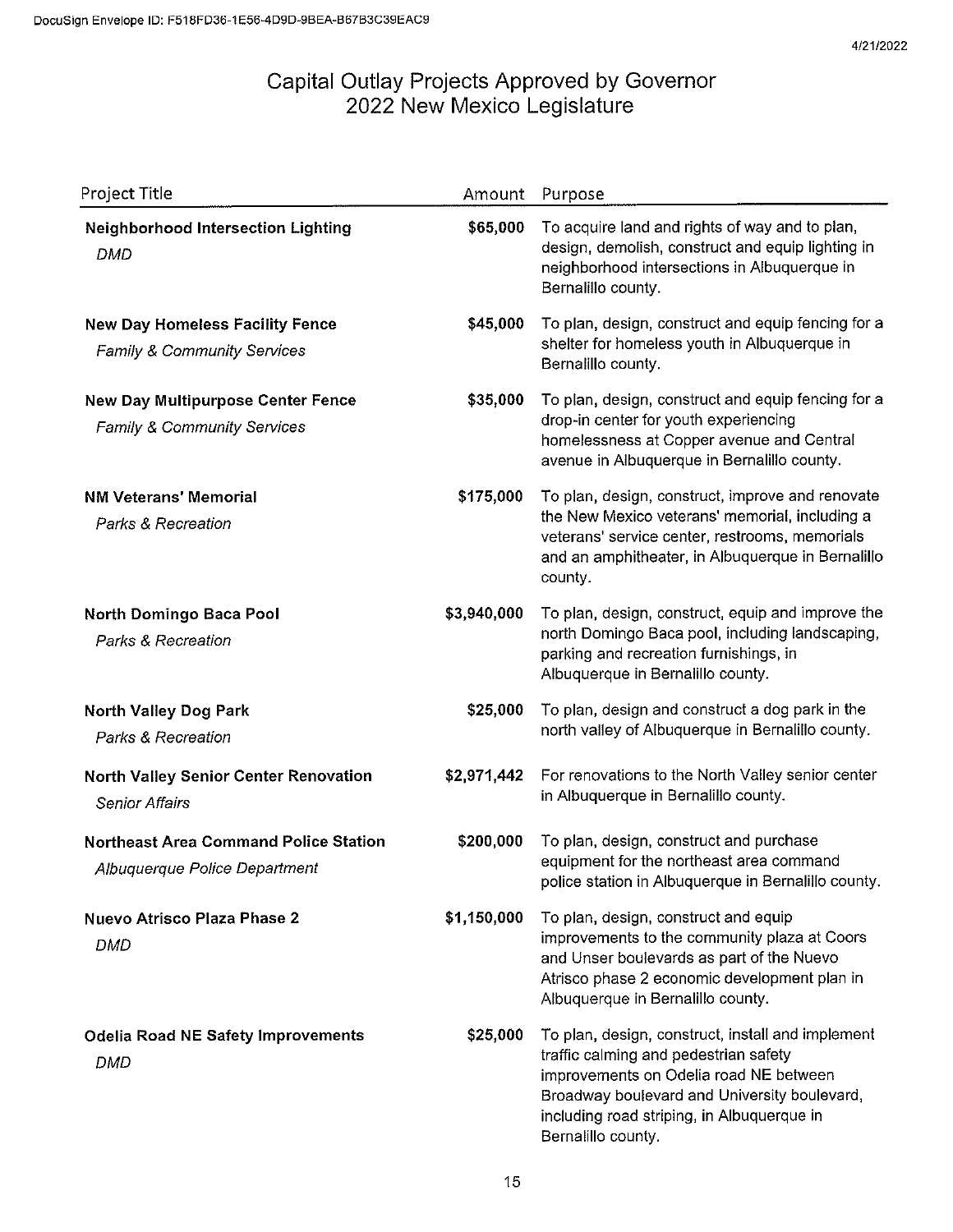# Capital Outlay Projects Approved by Governor
## 2022 New Mexico Legislature

| Project Title | Amount | Purpose |
|---|---|---|
| **Neighborhood Intersection Lighting** *DMD* | **$65,000** | To acquire land and rights of way and to plan, design, demolish, construct and equip lighting in neighborhood intersections in Albuquerque in Bernalillo county. |
| **New Day Homeless Facility Fence** *Family & Community Services* | **$45,000** | To plan, design, construct and equip fencing for a shelter for homeless youth in Albuquerque in Bernalillo county. |
| **New Day Multipurpose Center Fence** *Family & Community Services* | **$35,000** | To plan, design, construct and equip fencing for a drop-in center for youth experiencing homelessness at Copper avenue and Central avenue in Albuquerque in Bernalillo county. |
| **NM Veterans' Memorial** *Parks & Recreation* | **$175,000** | To plan, design, construct, improve and renovate the New Mexico veterans' memorial, including a veterans' service center, restrooms, memorials and an amphitheater, in Albuquerque in Bernalillo county. |
| **North Domingo Baca Pool** *Parks & Recreation* | **$3,940,000** | To plan, design, construct, equip and improve the north Domingo Baca pool, including landscaping, parking and recreation furnishings, in Albuquerque in Bernalillo county. |
| **North Valley Dog Park** *Parks & Recreation* | **$25,000** | To plan, design and construct a dog park in the north valley of Albuquerque in Bernalillo county. |
| **North Valley Senior Center Renovation** *Senior Affairs* | **$2,971,442** | For renovations to the North Valley senior center in Albuquerque in Bernalillo county. |
| **Northeast Area Command Police Station** *Albuquerque Police Department* | **$200,000** | To plan, design, construct and purchase equipment for the northeast area command police station in Albuquerque in Bernalillo county. |
| **Nuevo Atrisco Plaza Phase 2** *DMD* | **$1,150,000** | To plan, design, construct and equip improvements to the community plaza at Coors and Unser boulevards as part of the Nuevo Atrisco phase 2 economic development plan in Albuquerque in Bernalillo county. |
| **Odelia Road NE Safety Improvements** *DMD* | **$25,000** | To plan, design, construct, install and implement traffic calming and pedestrian safety improvements on Odelia road NE between Broadway boulevard and University boulevard, including road striping, in Albuquerque in Bernalillo county. |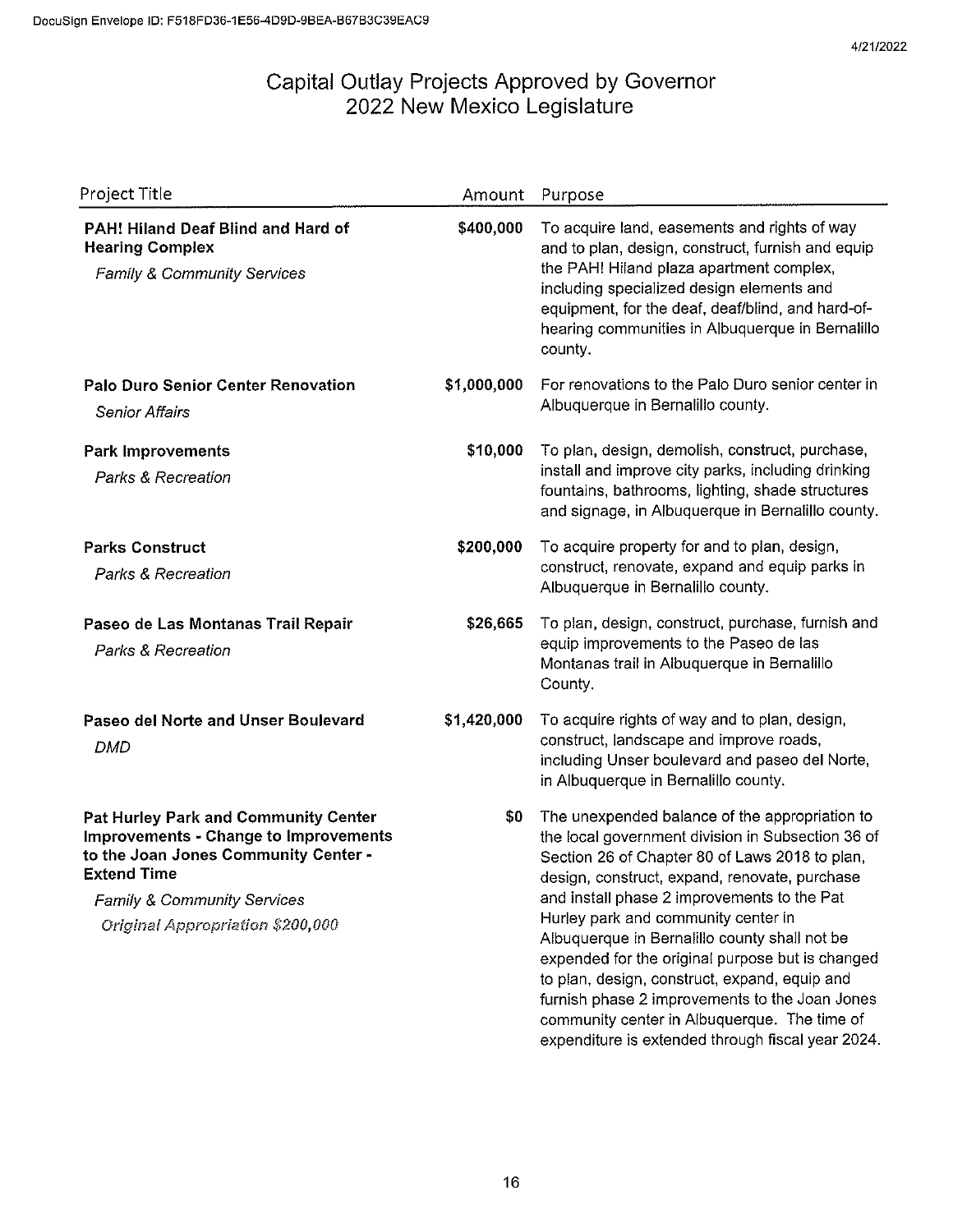# Capital Outlay Projects Approved by Governor
# 2022 New Mexico Legislature

| Project Title | Amount | Purpose |
|---|---|---|
| **PAH! Hiland Deaf Blind and Hard of Hearing Complex**<br>*Family & Community Services* | **$400,000** | To acquire land, easements and rights of way and to plan, design, construct, furnish and equip the PAH! Hiland plaza apartment complex, including specialized design elements and equipment, for the deaf, deaf/blind, and hard-of-hearing communities in Albuquerque in Bernalillo county. |
| **Palo Duro Senior Center Renovation**<br>*Senior Affairs* | **$1,000,000** | For renovations to the Palo Duro senior center in Albuquerque in Bernalillo county. |
| **Park Improvements**<br>*Parks & Recreation* | **$10,000** | To plan, design, demolish, construct, purchase, install and improve city parks, including drinking fountains, bathrooms, lighting, shade structures and signage, in Albuquerque in Bernalillo county. |
| **Parks Construct**<br>*Parks & Recreation* | **$200,000** | To acquire property for and to plan, design, construct, renovate, expand and equip parks in Albuquerque in Bernalillo county. |
| **Paseo de Las Montanas Trail Repair**<br>*Parks & Recreation* | **$26,665** | To plan, design, construct, purchase, furnish and equip improvements to the Paseo de las Montanas trail in Albuquerque in Bernalillo County. |
| **Paseo del Norte and Unser Boulevard**<br>*DMD* | **$1,420,000** | To acquire rights of way and to plan, design, construct, landscape and improve roads, including Unser boulevard and paseo del Norte, in Albuquerque in Bernalillo county. |
| **Pat Hurley Park and Community Center Improvements - Change to Improvements to the Joan Jones Community Center - Extend Time**<br>*Family & Community Services*<br>*Original Appropriation $200,000* | **$0** | The unexpended balance of the appropriation to the local government division in Subsection 36 of Section 26 of Chapter 80 of Laws 2018 to plan, design, construct, expand, renovate, purchase and install phase 2 improvements to the Pat Hurley park and community center in Albuquerque in Bernalillo county shall not be expended for the original purpose but is changed to plan, design, construct, expand, equip and furnish phase 2 improvements to the Joan Jones community center in Albuquerque. The time of expenditure is extended through fiscal year 2024. |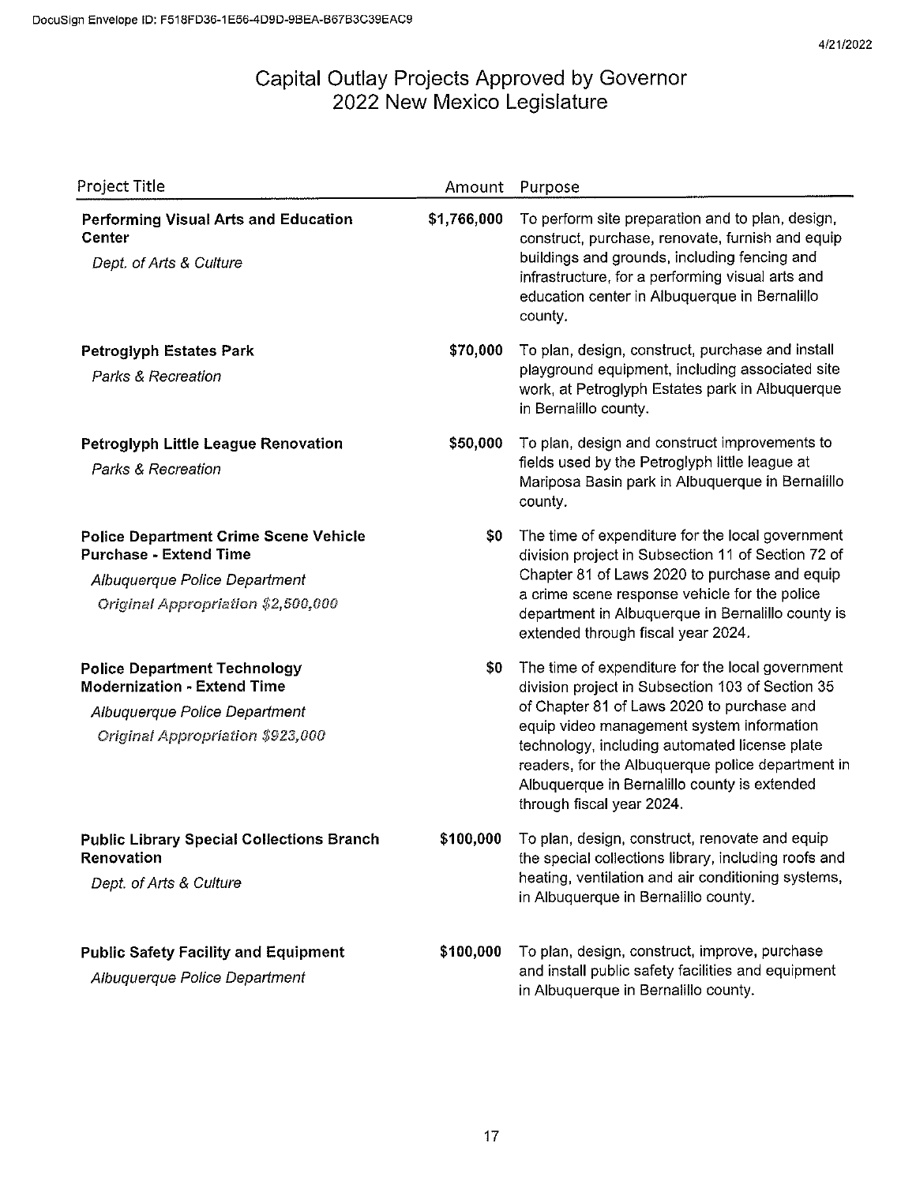# Capital Outlay Projects Approved by Governor
# 2022 New Mexico Legislature

| Project Title | Amount | Purpose |
|---|---|---|
| **Performing Visual Arts and Education Center**<br>*Dept. of Arts & Culture* | $1,766,000 | To perform site preparation and to plan, design, construct, purchase, renovate, furnish and equip buildings and grounds, including fencing and infrastructure, for a performing visual arts and education center in Albuquerque in Bernalillo county. |
| **Petroglyph Estates Park**<br>*Parks & Recreation* | $70,000 | To plan, design, construct, purchase and install playground equipment, including associated site work, at Petroglyph Estates park in Albuquerque in Bernalillo county. |
| **Petroglyph Little League Renovation**<br>*Parks & Recreation* | $50,000 | To plan, design and construct improvements to fields used by the Petroglyph little league at Mariposa Basin park in Albuquerque in Bernalillo county. |
| **Police Department Crime Scene Vehicle Purchase - Extend Time**<br>*Albuquerque Police Department*<br>*Original Appropriation $2,500,000* | $0 | The time of expenditure for the local government division project in Subsection 11 of Section 72 of Chapter 81 of Laws 2020 to purchase and equip a crime scene response vehicle for the police department in Albuquerque in Bernalillo county is extended through fiscal year 2024. |
| **Police Department Technology Modernization - Extend Time**<br>*Albuquerque Police Department*<br>*Original Appropriation $923,000* | $0 | The time of expenditure for the local government division project in Subsection 103 of Section 35 of Chapter 81 of Laws 2020 to purchase and equip video management system information technology, including automated license plate readers, for the Albuquerque police department in Albuquerque in Bernalillo county is extended through fiscal year 2024. |
| **Public Library Special Collections Branch Renovation**<br>*Dept. of Arts & Culture* | $100,000 | To plan, design, construct, renovate and equip the special collections library, including roofs and heating, ventilation and air conditioning systems, in Albuquerque in Bernalillo county. |
| **Public Safety Facility and Equipment**<br>*Albuquerque Police Department* | $100,000 | To plan, design, construct, improve, purchase and install public safety facilities and equipment in Albuquerque in Bernalillo county. |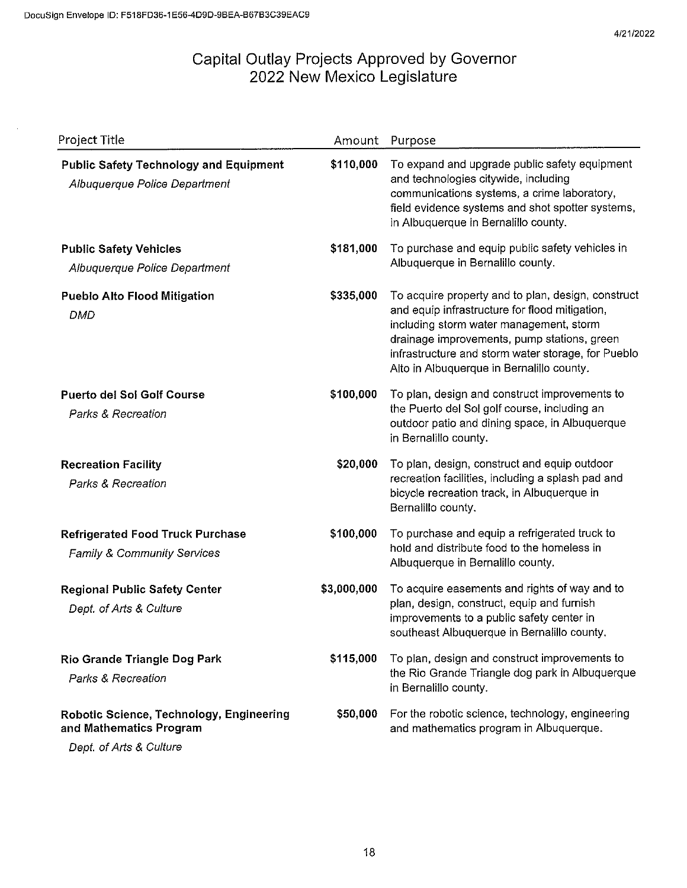# Capital Outlay Projects Approved by Governor
## 2022 New Mexico Legislature

| Project Title | Amount | Purpose |
|---|---|---|
| **Public Safety Technology and Equipment**<br>*Albuquerque Police Department* | **$110,000** | To expand and upgrade public safety equipment and technologies citywide, including communications systems, a crime laboratory, field evidence systems and shot spotter systems, in Albuquerque in Bernalillo county. |
| **Public Safety Vehicles**<br>*Albuquerque Police Department* | **$181,000** | To purchase and equip public safety vehicles in Albuquerque in Bernalillo county. |
| **Pueblo Alto Flood Mitigation**<br>*DMD* | **$335,000** | To acquire property and to plan, design, construct and equip infrastructure for flood mitigation, including storm water management, storm drainage improvements, pump stations, green infrastructure and storm water storage, for Pueblo Alto in Albuquerque in Bernalillo county. |
| **Puerto del Sol Golf Course**<br>*Parks & Recreation* | **$100,000** | To plan, design and construct improvements to the Puerto del Sol golf course, including an outdoor patio and dining space, in Albuquerque in Bernalillo county. |
| **Recreation Facility**<br>*Parks & Recreation* | **$20,000** | To plan, design, construct and equip outdoor recreation facilities, including a splash pad and bicycle recreation track, in Albuquerque in Bernalillo county. |
| **Refrigerated Food Truck Purchase**<br>*Family & Community Services* | **$100,000** | To purchase and equip a refrigerated truck to hold and distribute food to the homeless in Albuquerque in Bernalillo county. |
| **Regional Public Safety Center**<br>*Dept. of Arts & Culture* | **$3,000,000** | To acquire easements and rights of way and to plan, design, construct, equip and furnish improvements to a public safety center in southeast Albuquerque in Bernalillo county. |
| **Rio Grande Triangle Dog Park**<br>*Parks & Recreation* | **$115,000** | To plan, design and construct improvements to the Rio Grande Triangle dog park in Albuquerque in Bernalillo county. |
| **Robotic Science, Technology, Engineering and Mathematics Program**<br>*Dept. of Arts & Culture* | **$50,000** | For the robotic science, technology, engineering and mathematics program in Albuquerque. |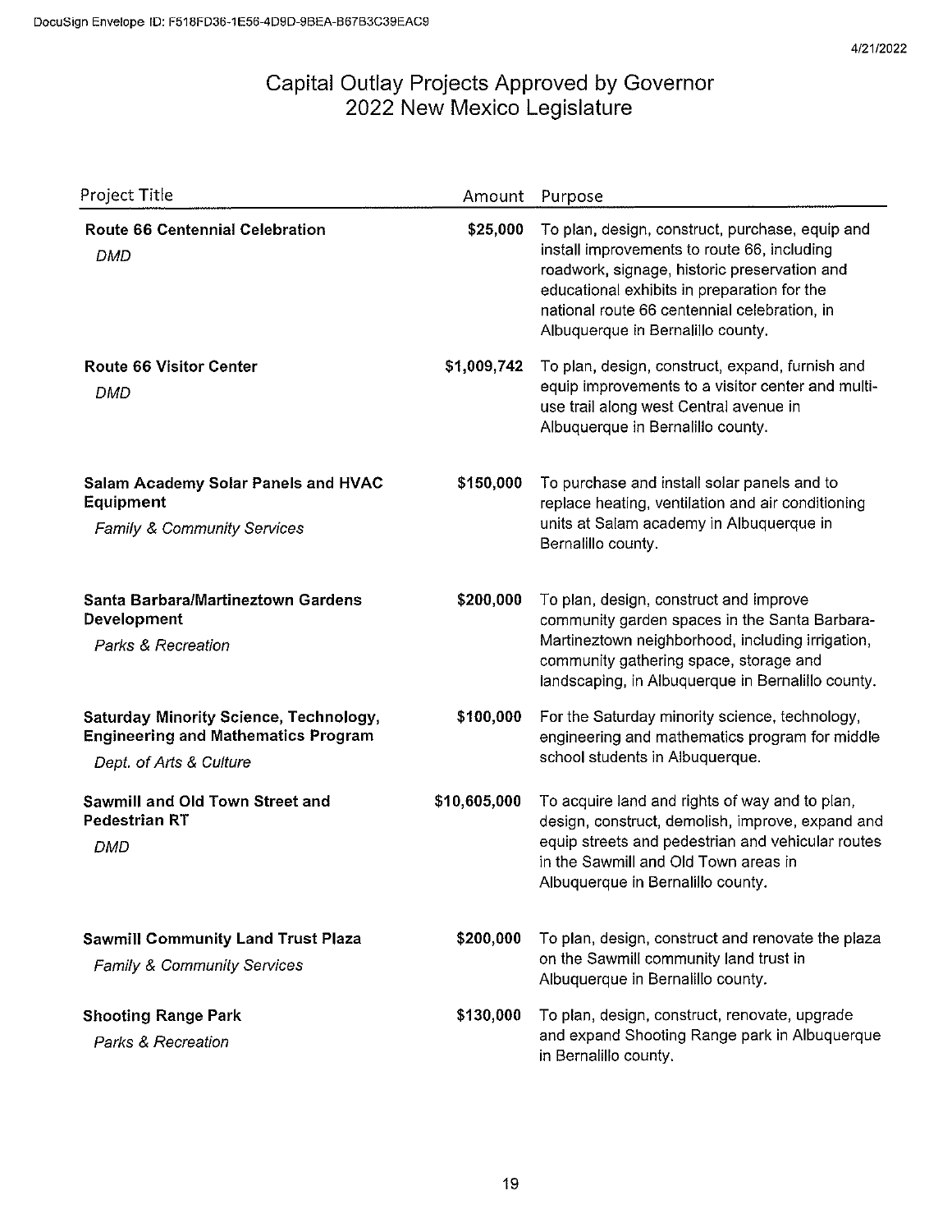# Capital Outlay Projects Approved by Governor
## 2022 New Mexico Legislature

| Project Title | Amount | Purpose |
|---|---|---|
| **Route 66 Centennial Celebration**<br>*DMD* | **$25,000** | To plan, design, construct, purchase, equip and install improvements to route 66, including roadwork, signage, historic preservation and educational exhibits in preparation for the national route 66 centennial celebration, in Albuquerque in Bernalillo county. |
| **Route 66 Visitor Center**<br>*DMD* | **$1,009,742** | To plan, design, construct, expand, furnish and equip improvements to a visitor center and multi-use trail along west Central avenue in Albuquerque in Bernalillo county. |
| **Salam Academy Solar Panels and HVAC Equipment**<br>*Family & Community Services* | **$150,000** | To purchase and install solar panels and to replace heating, ventilation and air conditioning units at Salam academy in Albuquerque in Bernalillo county. |
| **Santa Barbara/Martineztown Gardens Development**<br>*Parks & Recreation* | **$200,000** | To plan, design, construct and improve community garden spaces in the Santa Barbara-Martineztown neighborhood, including irrigation, community gathering space, storage and landscaping, in Albuquerque in Bernalillo county. |
| **Saturday Minority Science, Technology, Engineering and Mathematics Program**<br>*Dept. of Arts & Culture* | **$100,000** | For the Saturday minority science, technology, engineering and mathematics program for middle school students in Albuquerque. |
| **Sawmill and Old Town Street and Pedestrian RT**<br>*DMD* | **$10,605,000** | To acquire land and rights of way and to plan, design, construct, demolish, improve, expand and equip streets and pedestrian and vehicular routes in the Sawmill and Old Town areas in Albuquerque in Bernalillo county. |
| **Sawmill Community Land Trust Plaza**<br>*Family & Community Services* | **$200,000** | To plan, design, construct and renovate the plaza on the Sawmill community land trust in Albuquerque in Bernalillo county. |
| **Shooting Range Park**<br>*Parks & Recreation* | **$130,000** | To plan, design, construct, renovate, upgrade and expand Shooting Range park in Albuquerque in Bernalillo county. |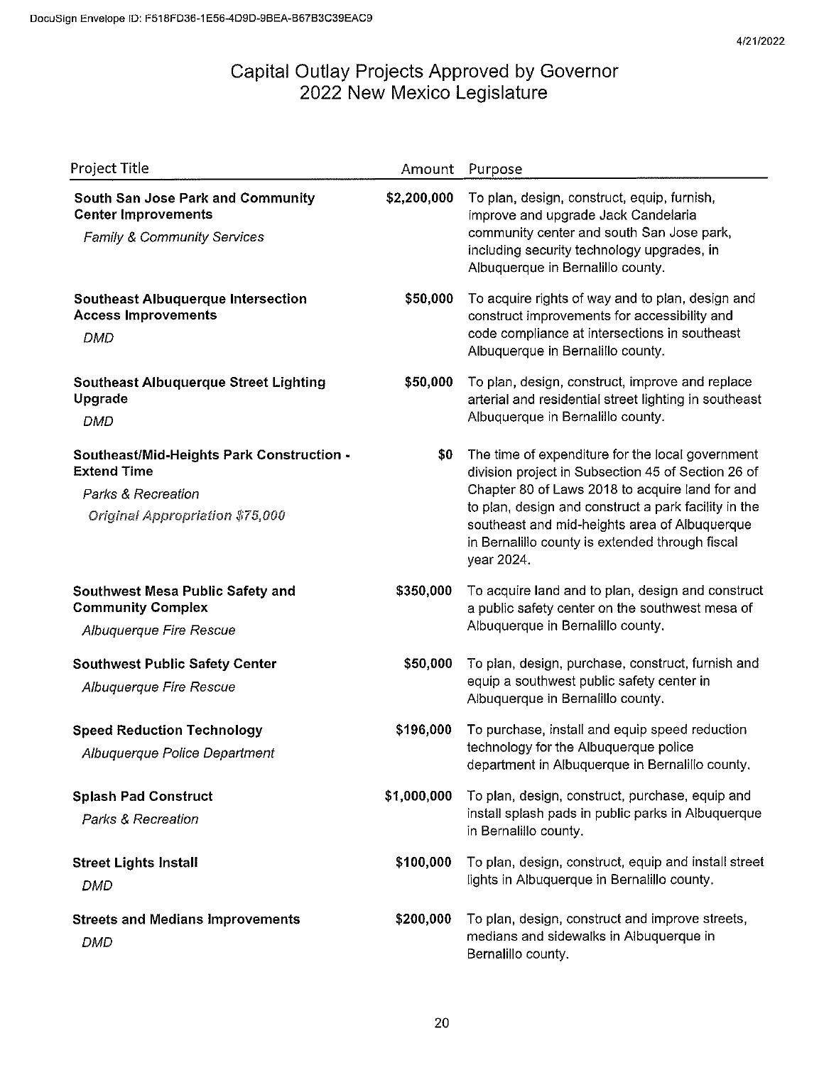# Capital Outlay Projects Approved by Governor
## 2022 New Mexico Legislature

| Project Title | Amount | Purpose |
|---|---|---|
| **South San Jose Park and Community Center Improvements**<br>*Family & Community Services* | $2,200,000 | To plan, design, construct, equip, furnish, improve and upgrade Jack Candelaria community center and south San Jose park, including security technology upgrades, in Albuquerque in Bernalillo county. |
| **Southeast Albuquerque Intersection Access Improvements**<br>*DMD* | $50,000 | To acquire rights of way and to plan, design and construct improvements for accessibility and code compliance at intersections in southeast Albuquerque in Bernalillo county. |
| **Southeast Albuquerque Street Lighting Upgrade**<br>*DMD* | $50,000 | To plan, design, construct, improve and replace arterial and residential street lighting in southeast Albuquerque in Bernalillo county. |
| **Southeast/Mid-Heights Park Construction - Extend Time**<br>*Parks & Recreation*<br>*Original Appropriation $75,000* | $0 | The time of expenditure for the local government division project in Subsection 45 of Section 26 of Chapter 80 of Laws 2018 to acquire land for and to plan, design and construct a park facility in the southeast and mid-heights area of Albuquerque in Bernalillo county is extended through fiscal year 2024. |
| **Southwest Mesa Public Safety and Community Complex**<br>*Albuquerque Fire Rescue* | $350,000 | To acquire land and to plan, design and construct a public safety center on the southwest mesa of Albuquerque in Bernalillo county. |
| **Southwest Public Safety Center**<br>*Albuquerque Fire Rescue* | $50,000 | To plan, design, purchase, construct, furnish and equip a southwest public safety center in Albuquerque in Bernalillo county. |
| **Speed Reduction Technology**<br>*Albuquerque Police Department* | $196,000 | To purchase, install and equip speed reduction technology for the Albuquerque police department in Albuquerque in Bernalillo county. |
| **Splash Pad Construct**<br>*Parks & Recreation* | $1,000,000 | To plan, design, construct, purchase, equip and install splash pads in public parks in Albuquerque in Bernalillo county. |
| **Street Lights Install**<br>*DMD* | $100,000 | To plan, design, construct, equip and install street lights in Albuquerque in Bernalillo county. |
| **Streets and Medians Improvements**<br>*DMD* | $200,000 | To plan, design, construct and improve streets, medians and sidewalks in Albuquerque in Bernalillo county. |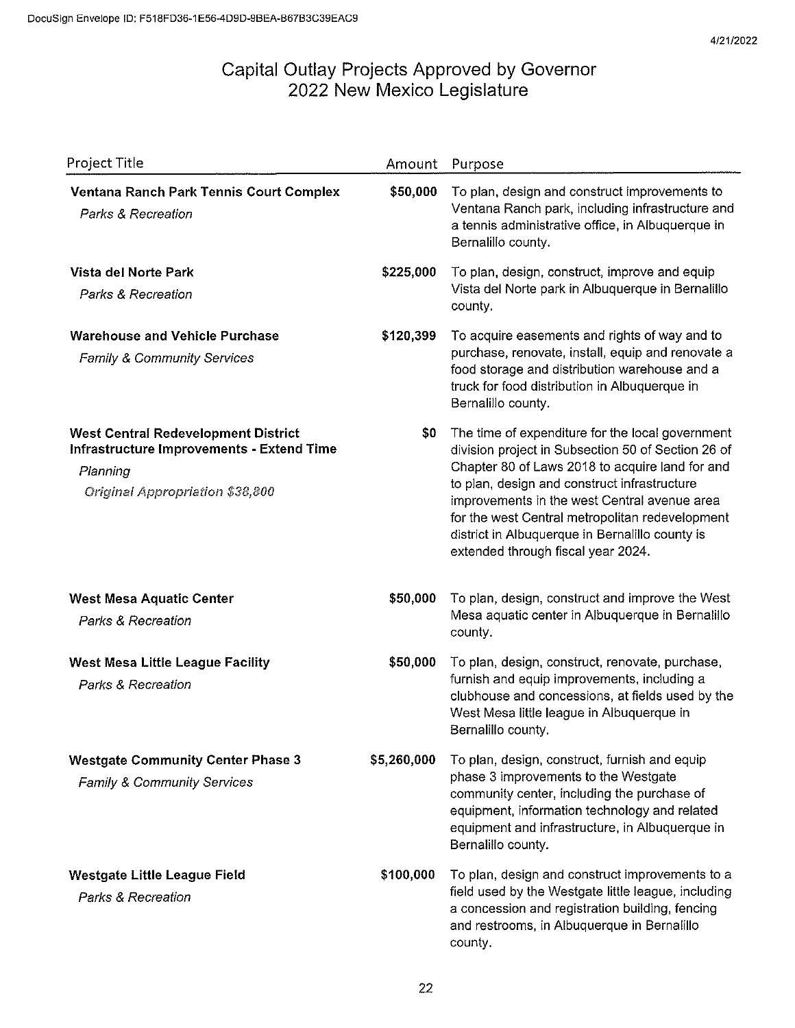# Capital Outlay Projects Approved by Governor
## 2022 New Mexico Legislature

| Project Title | Amount | Purpose |
|---|---|---|
| **Ventana Ranch Park Tennis Court Complex**<br>*Parks & Recreation* | **$50,000** | To plan, design and construct improvements to Ventana Ranch park, including infrastructure and a tennis administrative office, in Albuquerque in Bernalillo county. |
| **Vista del Norte Park**<br>*Parks & Recreation* | **$225,000** | To plan, design, construct, improve and equip Vista del Norte park in Albuquerque in Bernalillo county. |
| **Warehouse and Vehicle Purchase**<br>*Family & Community Services* | **$120,399** | To acquire easements and rights of way and to purchase, renovate, install, equip and renovate a food storage and distribution warehouse and a truck for food distribution in Albuquerque in Bernalillo county. |
| **West Central Redevelopment District Infrastructure Improvements - Extend Time**<br>*Planning*<br>*Original Appropriation $38,800* | **$0** | The time of expenditure for the local government division project in Subsection 50 of Section 26 of Chapter 80 of Laws 2018 to acquire land for and to plan, design and construct infrastructure improvements in the west Central avenue area for the west Central metropolitan redevelopment district in Albuquerque in Bernalillo county is extended through fiscal year 2024. |
| **West Mesa Aquatic Center**<br>*Parks & Recreation* | **$50,000** | To plan, design, construct and improve the West Mesa aquatic center in Albuquerque in Bernalillo county. |
| **West Mesa Little League Facility**<br>*Parks & Recreation* | **$50,000** | To plan, design, construct, renovate, purchase, furnish and equip improvements, including a clubhouse and concessions, at fields used by the West Mesa little league in Albuquerque in Bernalillo county. |
| **Westgate Community Center Phase 3**<br>*Family & Community Services* | **$5,260,000** | To plan, design, construct, furnish and equip phase 3 improvements to the Westgate community center, including the purchase of equipment, information technology and related equipment and infrastructure, in Albuquerque in Bernalillo county. |
| **Westgate Little League Field**<br>*Parks & Recreation* | **$100,000** | To plan, design and construct improvements to a field used by the Westgate little league, including a concession and registration building, fencing and restrooms, in Albuquerque in Bernalillo county. |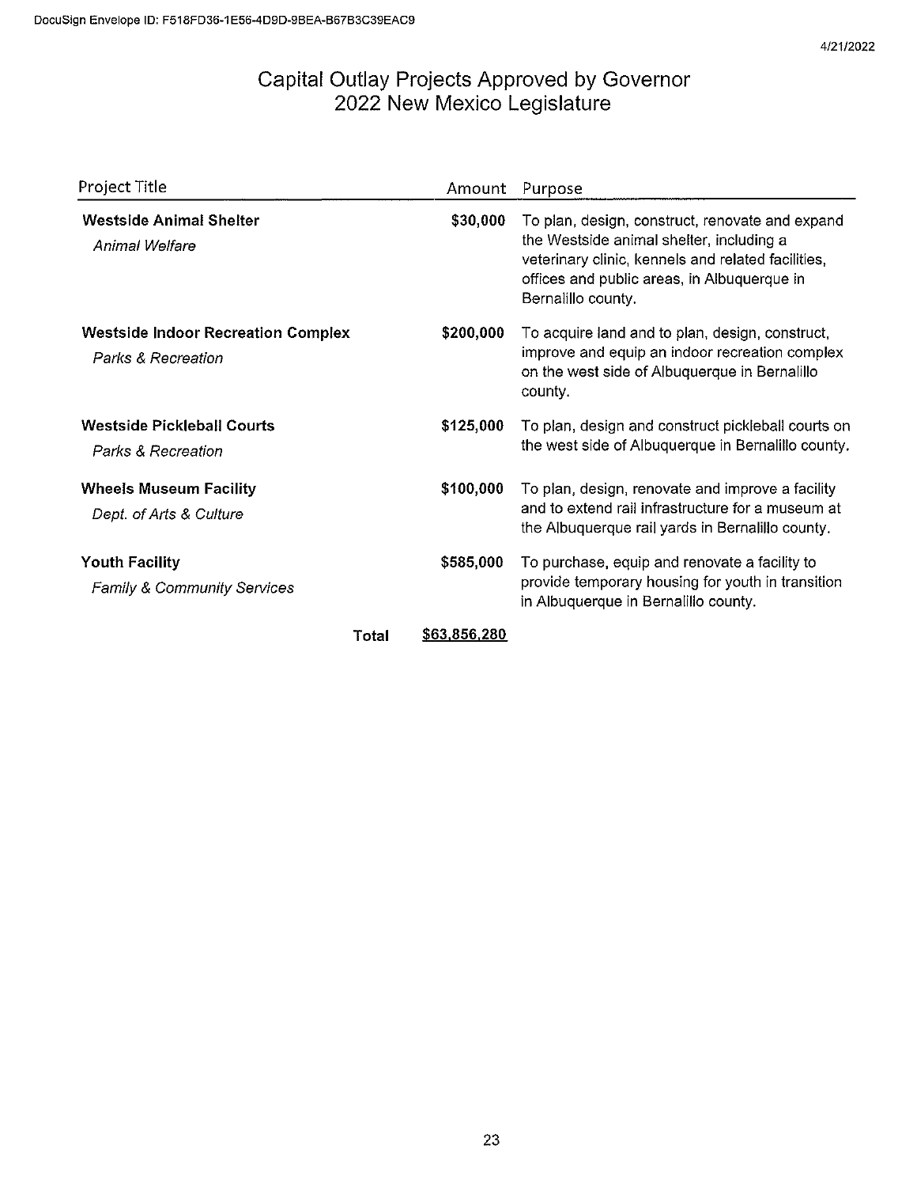# Capital Outlay Projects Approved by Governor
## 2022 New Mexico Legislature

| Project Title | Amount | Purpose |
|---|---|---|
| **Westside Animal Shelter**<br>*Animal Welfare* | **$30,000** | To plan, design, construct, renovate and expand the Westside animal shelter, including a veterinary clinic, kennels and related facilities, offices and public areas, in Albuquerque in Bernalillo county. |
| **Westside Indoor Recreation Complex**<br>*Parks & Recreation* | **$200,000** | To acquire land and to plan, design, construct, improve and equip an indoor recreation complex on the west side of Albuquerque in Bernalillo county. |
| **Westside Pickleball Courts**<br>*Parks & Recreation* | **$125,000** | To plan, design and construct pickleball courts on the west side of Albuquerque in Bernalillo county. |
| **Wheels Museum Facility**<br>*Dept. of Arts & Culture* | **$100,000** | To plan, design, renovate and improve a facility and to extend rail infrastructure for a museum at the Albuquerque rail yards in Bernalillo county. |
| **Youth Facility**<br>*Family & Community Services* | **$585,000** | To purchase, equip and renovate a facility to provide temporary housing for youth in transition in Albuquerque in Bernalillo county. |
| **Total** | **$63,856,280** | |